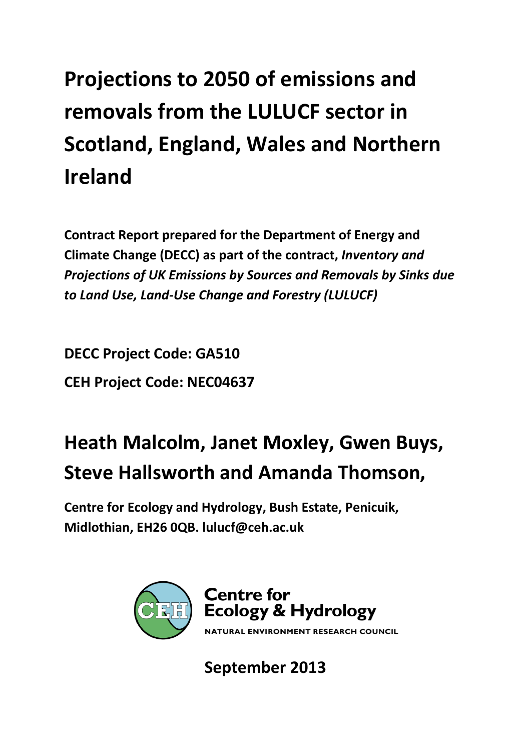# Projections to 2050 of emissions and removals from the LULUCF sector in Scotland, England, Wales and Northern Ireland

**Contract Report prepared for the Department of Energy and Climate Change (DECC) as part of the contract, *Inventory and Projections of UK Emissions by Sources and Removals by Sinks due to Land Use, Land-Use Change and Forestry (LULUCF)***

**DECC Project Code: GA510**

**CEH Project Code: NEC04637**

## Heath Malcolm, Janet Moxley, Gwen Buys, Steve Hallsworth and Amanda Thomson,

**Centre for Ecology and Hydrology, Bush Estate, Penicuik, Midlothian, EH26 0QB. lulucf@ceh.ac.uk**

Centre for Ecology & Hydrology

NATURAL ENVIRONMENT RESEARCH COUNCIL

**September 2013**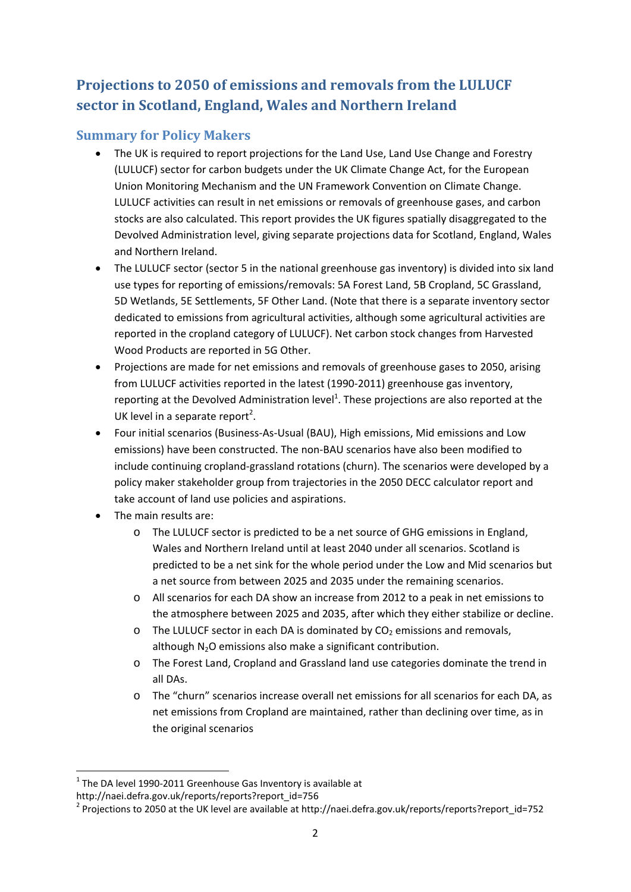# Projections to 2050 of emissions and removals from the LULUCF sector in Scotland, England, Wales and Northern Ireland

## Summary for Policy Makers

- The UK is required to report projections for the Land Use, Land Use Change and Forestry (LULUCF) sector for carbon budgets under the UK Climate Change Act, for the European Union Monitoring Mechanism and the UN Framework Convention on Climate Change. LULUCF activities can result in net emissions or removals of greenhouse gases, and carbon stocks are also calculated. This report provides the UK figures spatially disaggregated to the Devolved Administration level, giving separate projections data for Scotland, England, Wales and Northern Ireland.
- The LULUCF sector (sector 5 in the national greenhouse gas inventory) is divided into six land use types for reporting of emissions/removals: 5A Forest Land, 5B Cropland, 5C Grassland, 5D Wetlands, 5E Settlements, 5F Other Land. (Note that there is a separate inventory sector dedicated to emissions from agricultural activities, although some agricultural activities are reported in the cropland category of LULUCF). Net carbon stock changes from Harvested Wood Products are reported in 5G Other.
- Projections are made for net emissions and removals of greenhouse gases to 2050, arising from LULUCF activities reported in the latest (1990-2011) greenhouse gas inventory, reporting at the Devolved Administration level[1]. These projections are also reported at the UK level in a separate report[2].
- Four initial scenarios (Business-As-Usual (BAU), High emissions, Mid emissions and Low emissions) have been constructed. The non-BAU scenarios have also been modified to include continuing cropland-grassland rotations (churn). The scenarios were developed by a policy maker stakeholder group from trajectories in the 2050 DECC calculator report and take account of land use policies and aspirations.
- The main results are:
  - The LULUCF sector is predicted to be a net source of GHG emissions in England, Wales and Northern Ireland until at least 2040 under all scenarios. Scotland is predicted to be a net sink for the whole period under the Low and Mid scenarios but a net source from between 2025 and 2035 under the remaining scenarios.
  - All scenarios for each DA show an increase from 2012 to a peak in net emissions to the atmosphere between 2025 and 2035, after which they either stabilize or decline.
  - The LULUCF sector in each DA is dominated by $CO_2$ emissions and removals, although $N_2O$ emissions also make a significant contribution.
  - The Forest Land, Cropland and Grassland land use categories dominate the trend in all DAs.
  - The "churn" scenarios increase overall net emissions for all scenarios for each DA, as net emissions from Cropland are maintained, rather than declining over time, as in the original scenarios

[1] The DA level 1990-2011 Greenhouse Gas Inventory is available at http://naei.defra.gov.uk/reports/reports?report_id=756

[2] Projections to 2050 at the UK level are available at http://naei.defra.gov.uk/reports/reports?report_id=752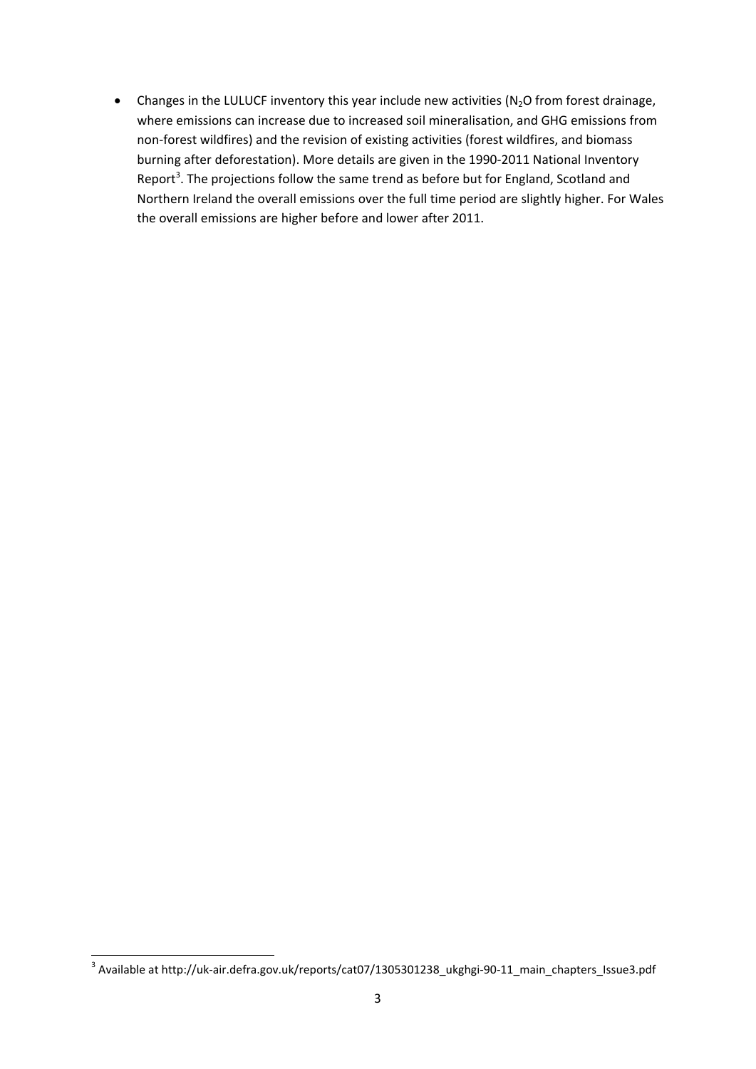- Changes in the LULUCF inventory this year include new activities ($N_2O$ from forest drainage, where emissions can increase due to increased soil mineralisation, and GHG emissions from non-forest wildfires) and the revision of existing activities (forest wildfires, and biomass burning after deforestation). More details are given in the 1990-2011 National Inventory Report[3]. The projections follow the same trend as before but for England, Scotland and Northern Ireland the overall emissions over the full time period are slightly higher. For Wales the overall emissions are higher before and lower after 2011.

[3] Available at http://uk-air.defra.gov.uk/reports/cat07/1305301238_ukghgi-90-11_main_chapters_Issue3.pdf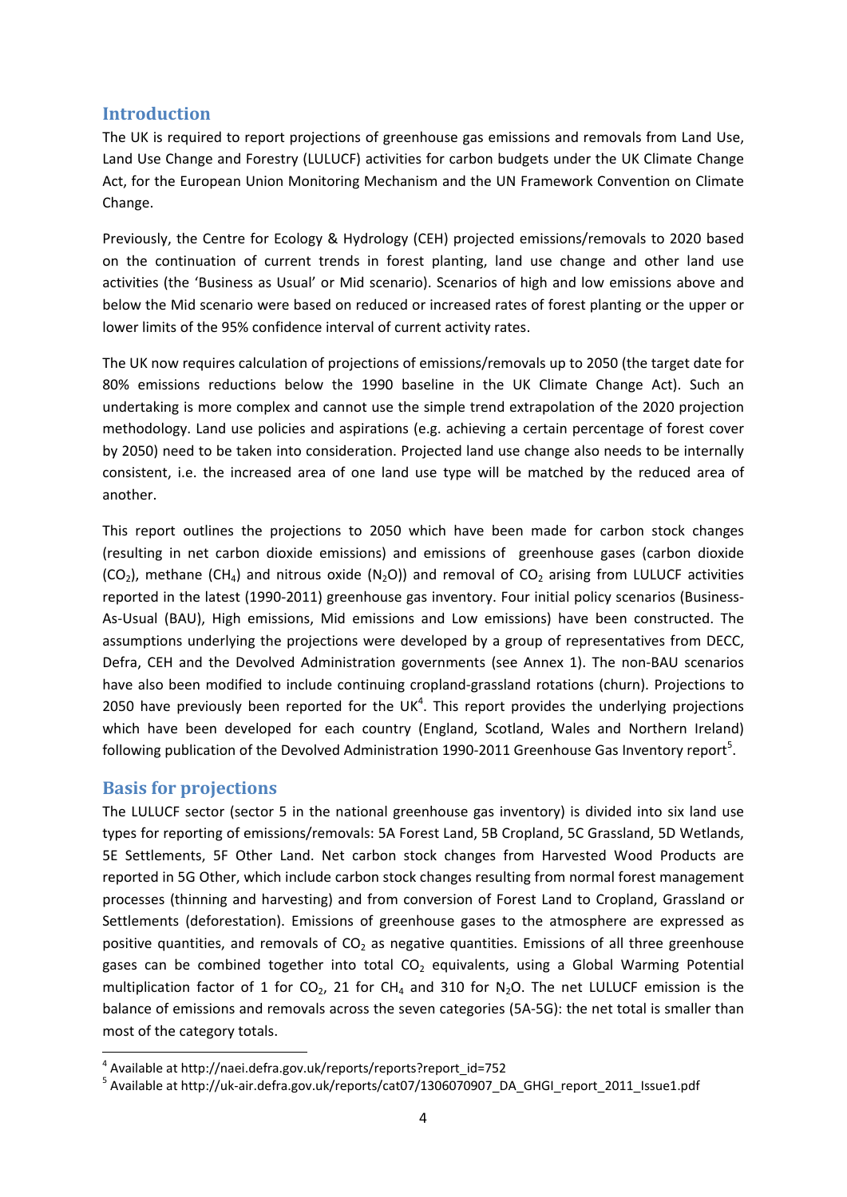## Introduction

The UK is required to report projections of greenhouse gas emissions and removals from Land Use, Land Use Change and Forestry (LULUCF) activities for carbon budgets under the UK Climate Change Act, for the European Union Monitoring Mechanism and the UN Framework Convention on Climate Change.

Previously, the Centre for Ecology & Hydrology (CEH) projected emissions/removals to 2020 based on the continuation of current trends in forest planting, land use change and other land use activities (the 'Business as Usual' or Mid scenario). Scenarios of high and low emissions above and below the Mid scenario were based on reduced or increased rates of forest planting or the upper or lower limits of the 95% confidence interval of current activity rates.

The UK now requires calculation of projections of emissions/removals up to 2050 (the target date for 80% emissions reductions below the 1990 baseline in the UK Climate Change Act). Such an undertaking is more complex and cannot use the simple trend extrapolation of the 2020 projection methodology. Land use policies and aspirations (e.g. achieving a certain percentage of forest cover by 2050) need to be taken into consideration. Projected land use change also needs to be internally consistent, i.e. the increased area of one land use type will be matched by the reduced area of another.

This report outlines the projections to 2050 which have been made for carbon stock changes (resulting in net carbon dioxide emissions) and emissions of greenhouse gases (carbon dioxide ($CO_2$), methane ($CH_4$) and nitrous oxide ($N_2O$)) and removal of $CO_2$ arising from LULUCF activities reported in the latest (1990-2011) greenhouse gas inventory. Four initial policy scenarios (Business-As-Usual (BAU), High emissions, Mid emissions and Low emissions) have been constructed. The assumptions underlying the projections were developed by a group of representatives from DECC, Defra, CEH and the Devolved Administration governments (see Annex 1). The non-BAU scenarios have also been modified to include continuing cropland-grassland rotations (churn). Projections to 2050 have previously been reported for the UK[4]. This report provides the underlying projections which have been developed for each country (England, Scotland, Wales and Northern Ireland) following publication of the Devolved Administration 1990-2011 Greenhouse Gas Inventory report[5].

## Basis for projections

The LULUCF sector (sector 5 in the national greenhouse gas inventory) is divided into six land use types for reporting of emissions/removals: 5A Forest Land, 5B Cropland, 5C Grassland, 5D Wetlands, 5E Settlements, 5F Other Land. Net carbon stock changes from Harvested Wood Products are reported in 5G Other, which include carbon stock changes resulting from normal forest management processes (thinning and harvesting) and from conversion of Forest Land to Cropland, Grassland or Settlements (deforestation). Emissions of greenhouse gases to the atmosphere are expressed as positive quantities, and removals of $CO_2$ as negative quantities. Emissions of all three greenhouse gases can be combined together into total $CO_2$ equivalents, using a Global Warming Potential multiplication factor of 1 for $CO_2$, 21 for $CH_4$ and 310 for $N_2O$. The net LULUCF emission is the balance of emissions and removals across the seven categories (5A-5G): the net total is smaller than most of the category totals.

[4] Available at http://naei.defra.gov.uk/reports/reports?report_id=752

[5] Available at http://uk-air.defra.gov.uk/reports/cat07/1306070907_DA_GHGI_report_2011_Issue1.pdf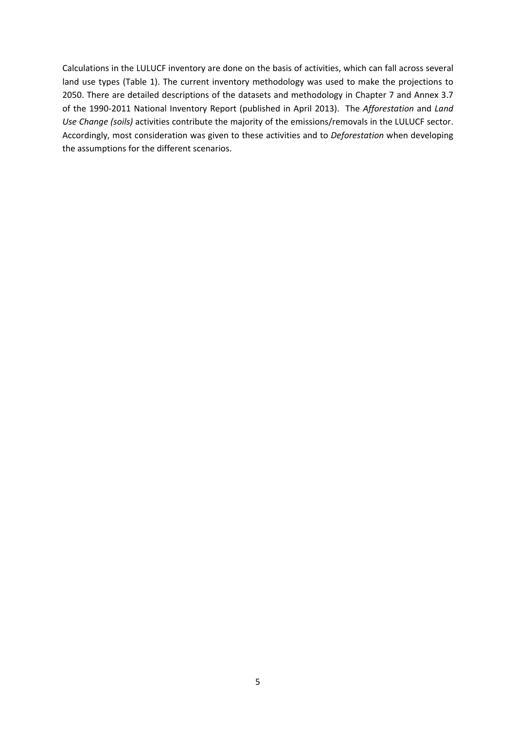Calculations in the LULUCF inventory are done on the basis of activities, which can fall across several land use types (Table 1). The current inventory methodology was used to make the projections to 2050. There are detailed descriptions of the datasets and methodology in Chapter 7 and Annex 3.7 of the 1990-2011 National Inventory Report (published in April 2013). The *Afforestation* and *Land Use Change (soils)* activities contribute the majority of the emissions/removals in the LULUCF sector. Accordingly, most consideration was given to these activities and to *Deforestation* when developing the assumptions for the different scenarios.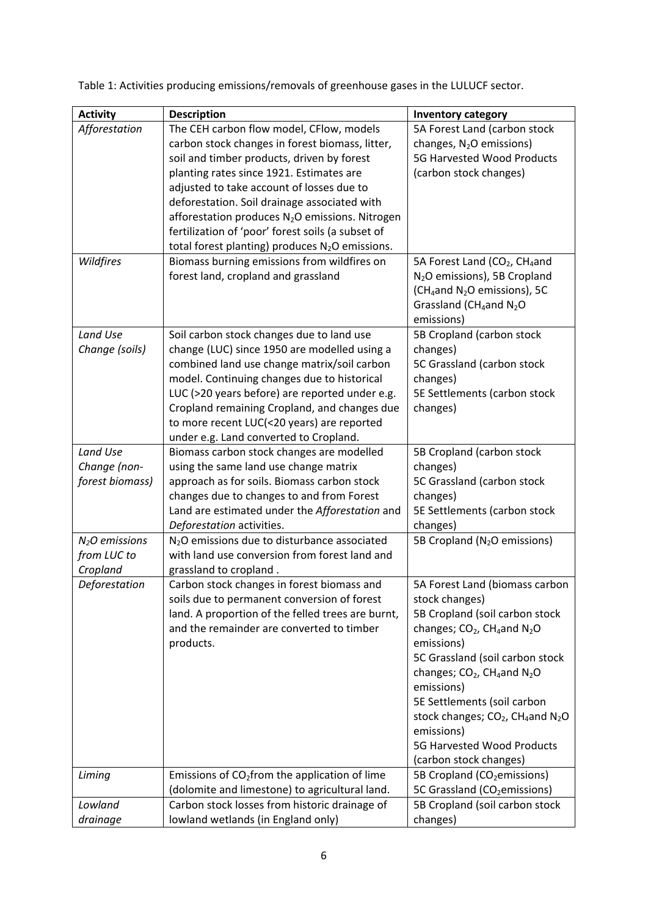Table 1: Activities producing emissions/removals of greenhouse gases in the LULUCF sector.

| Activity | Description | Inventory category |
|---|---|---|
| *Afforestation* | The CEH carbon flow model, CFlow, models carbon stock changes in forest biomass, litter, soil and timber products, driven by forest planting rates since 1921. Estimates are adjusted to take account of losses due to deforestation. Soil drainage associated with afforestation produces $N_2O$ emissions. Nitrogen fertilization of 'poor' forest soils (a subset of total forest planting) produces $N_2O$ emissions. | 5A Forest Land (carbon stock changes, $N_2O$ emissions)<br>5G Harvested Wood Products (carbon stock changes) |
| *Wildfires* | Biomass burning emissions from wildfires on forest land, cropland and grassland | 5A Forest Land ($CO_2$, $CH_4$and $N_2O$ emissions), 5B Cropland ($CH_4$and $N_2O$ emissions), 5C Grassland ($CH_4$and $N_2O$ emissions) |
| *Land Use Change (soils)* | Soil carbon stock changes due to land use change (LUC) since 1950 are modelled using a combined land use change matrix/soil carbon model. Continuing changes due to historical LUC (>20 years before) are reported under e.g. Cropland remaining Cropland, and changes due to more recent LUC(<20 years) are reported under e.g. Land converted to Cropland. | 5B Cropland (carbon stock changes)<br>5C Grassland (carbon stock changes)<br>5E Settlements (carbon stock changes) |
| *Land Use Change (non-forest biomass)* | Biomass carbon stock changes are modelled using the same land use change matrix approach as for soils. Biomass carbon stock changes due to changes to and from Forest Land are estimated under the *Afforestation* and *Deforestation* activities. | 5B Cropland (carbon stock changes)<br>5C Grassland (carbon stock changes)<br>5E Settlements (carbon stock changes) |
| *$N_2O$ emissions from LUC to Cropland* | $N_2O$ emissions due to disturbance associated with land use conversion from forest land and grassland to cropland . | 5B Cropland ($N_2O$ emissions) |
| *Deforestation* | Carbon stock changes in forest biomass and soils due to permanent conversion of forest land. A proportion of the felled trees are burnt, and the remainder are converted to timber products. | 5A Forest Land (biomass carbon stock changes)<br>5B Cropland (soil carbon stock changes; $CO_2$, $CH_4$and $N_2O$ emissions)<br>5C Grassland (soil carbon stock changes; $CO_2$, $CH_4$and $N_2O$ emissions)<br>5E Settlements (soil carbon stock changes; $CO_2$, $CH_4$and $N_2O$ emissions)<br>5G Harvested Wood Products (carbon stock changes) |
| *Liming* | Emissions of $CO_2$from the application of lime (dolomite and limestone) to agricultural land. | 5B Cropland ($CO_2$emissions)<br>5C Grassland ($CO_2$emissions) |
| *Lowland drainage* | Carbon stock losses from historic drainage of lowland wetlands (in England only) | 5B Cropland (soil carbon stock changes) |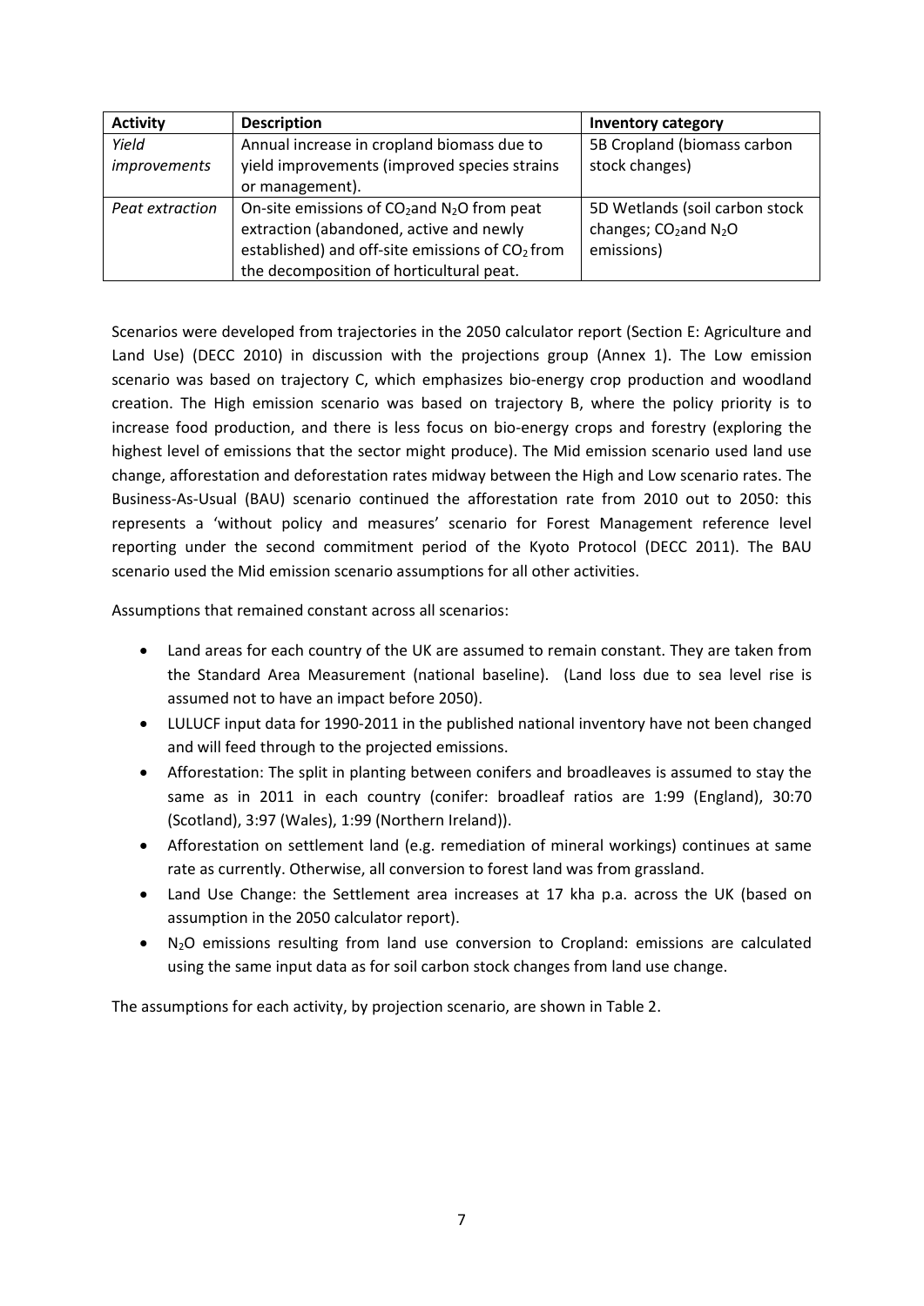| Activity | Description | Inventory category |
|---|---|---|
| *Yield improvements* | Annual increase in cropland biomass due to yield improvements (improved species strains or management). | 5B Cropland (biomass carbon stock changes) |
| *Peat extraction* | On-site emissions of $CO_2$and $N_2O$ from peat extraction (abandoned, active and newly established) and off-site emissions of $CO_2$ from the decomposition of horticultural peat. | 5D Wetlands (soil carbon stock changes; $CO_2$and $N_2O$ emissions) |

Scenarios were developed from trajectories in the 2050 calculator report (Section E: Agriculture and Land Use) (DECC 2010) in discussion with the projections group (Annex 1). The Low emission scenario was based on trajectory C, which emphasizes bio-energy crop production and woodland creation. The High emission scenario was based on trajectory B, where the policy priority is to increase food production, and there is less focus on bio-energy crops and forestry (exploring the highest level of emissions that the sector might produce). The Mid emission scenario used land use change, afforestation and deforestation rates midway between the High and Low scenario rates. The Business-As-Usual (BAU) scenario continued the afforestation rate from 2010 out to 2050: this represents a 'without policy and measures' scenario for Forest Management reference level reporting under the second commitment period of the Kyoto Protocol (DECC 2011). The BAU scenario used the Mid emission scenario assumptions for all other activities.

Assumptions that remained constant across all scenarios:

- Land areas for each country of the UK are assumed to remain constant. They are taken from the Standard Area Measurement (national baseline). (Land loss due to sea level rise is assumed not to have an impact before 2050).
- LULUCF input data for 1990-2011 in the published national inventory have not been changed and will feed through to the projected emissions.
- Afforestation: The split in planting between conifers and broadleaves is assumed to stay the same as in 2011 in each country (conifer: broadleaf ratios are 1:99 (England), 30:70 (Scotland), 3:97 (Wales), 1:99 (Northern Ireland)).
- Afforestation on settlement land (e.g. remediation of mineral workings) continues at same rate as currently. Otherwise, all conversion to forest land was from grassland.
- Land Use Change: the Settlement area increases at 17 kha p.a. across the UK (based on assumption in the 2050 calculator report).
- $N_2O$ emissions resulting from land use conversion to Cropland: emissions are calculated using the same input data as for soil carbon stock changes from land use change.

The assumptions for each activity, by projection scenario, are shown in Table 2.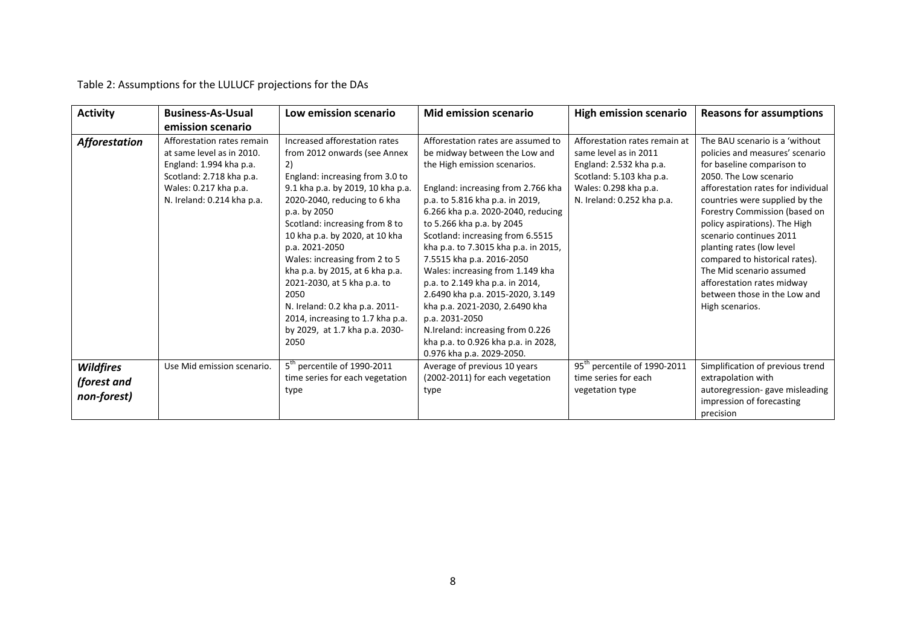Table 2: Assumptions for the LULUCF projections for the DAs

| Activity | Business-As-Usual emission scenario | Low emission scenario | Mid emission scenario | High emission scenario | Reasons for assumptions |
|---|---|---|---|---|---|
| ***Afforestation*** | Afforestation rates remain at same level as in 2010. England: 1.994 kha p.a. Scotland: 2.718 kha p.a. Wales: 0.217 kha p.a. N. Ireland: 0.214 kha p.a. | Increased afforestation rates from 2012 onwards (see Annex 2) England: increasing from 3.0 to 9.1 kha p.a. by 2019, 10 kha p.a. 2020-2040, reducing to 6 kha p.a. by 2050 Scotland: increasing from 8 to 10 kha p.a. by 2020, at 10 kha p.a. 2021-2050 Wales: increasing from 2 to 5 kha p.a. by 2015, at 6 kha p.a. 2021-2030, at 5 kha p.a. to 2050 N. Ireland: 0.2 kha p.a. 2011-2014, increasing to 1.7 kha p.a. by 2029, at 1.7 kha p.a. 2030-2050 | Afforestation rates are assumed to be midway between the Low and the High emission scenarios. England: increasing from 2.766 kha p.a. to 5.816 kha p.a. in 2019, 6.266 kha p.a. 2020-2040, reducing to 5.266 kha p.a. by 2045 Scotland: increasing from 6.5515 kha p.a. to 7.3015 kha p.a. in 2015, 7.5515 kha p.a. 2016-2050 Wales: increasing from 1.149 kha p.a. to 2.149 kha p.a. in 2014, 2.6490 kha p.a. 2015-2020, 3.149 kha p.a. 2021-2030, 2.6490 kha p.a. 2031-2050 N.Ireland: increasing from 0.226 kha p.a. to 0.926 kha p.a. in 2028, 0.976 kha p.a. 2029-2050. | Afforestation rates remain at same level as in 2011 England: 2.532 kha p.a. Scotland: 5.103 kha p.a. Wales: 0.298 kha p.a. N. Ireland: 0.252 kha p.a. | The BAU scenario is a 'without policies and measures' scenario for baseline comparison to 2050. The Low scenario afforestation rates for individual countries were supplied by the Forestry Commission (based on policy aspirations). The High scenario continues 2011 planting rates (low level compared to historical rates). The Mid scenario assumed afforestation rates midway between those in the Low and High scenarios. |
| ***Wildfires (forest and non-forest)*** | Use Mid emission scenario. | 5th percentile of 1990-2011 time series for each vegetation type | Average of previous 10 years (2002-2011) for each vegetation type | 95th percentile of 1990-2011 time series for each vegetation type | Simplification of previous trend extrapolation with autoregression- gave misleading impression of forecasting precision |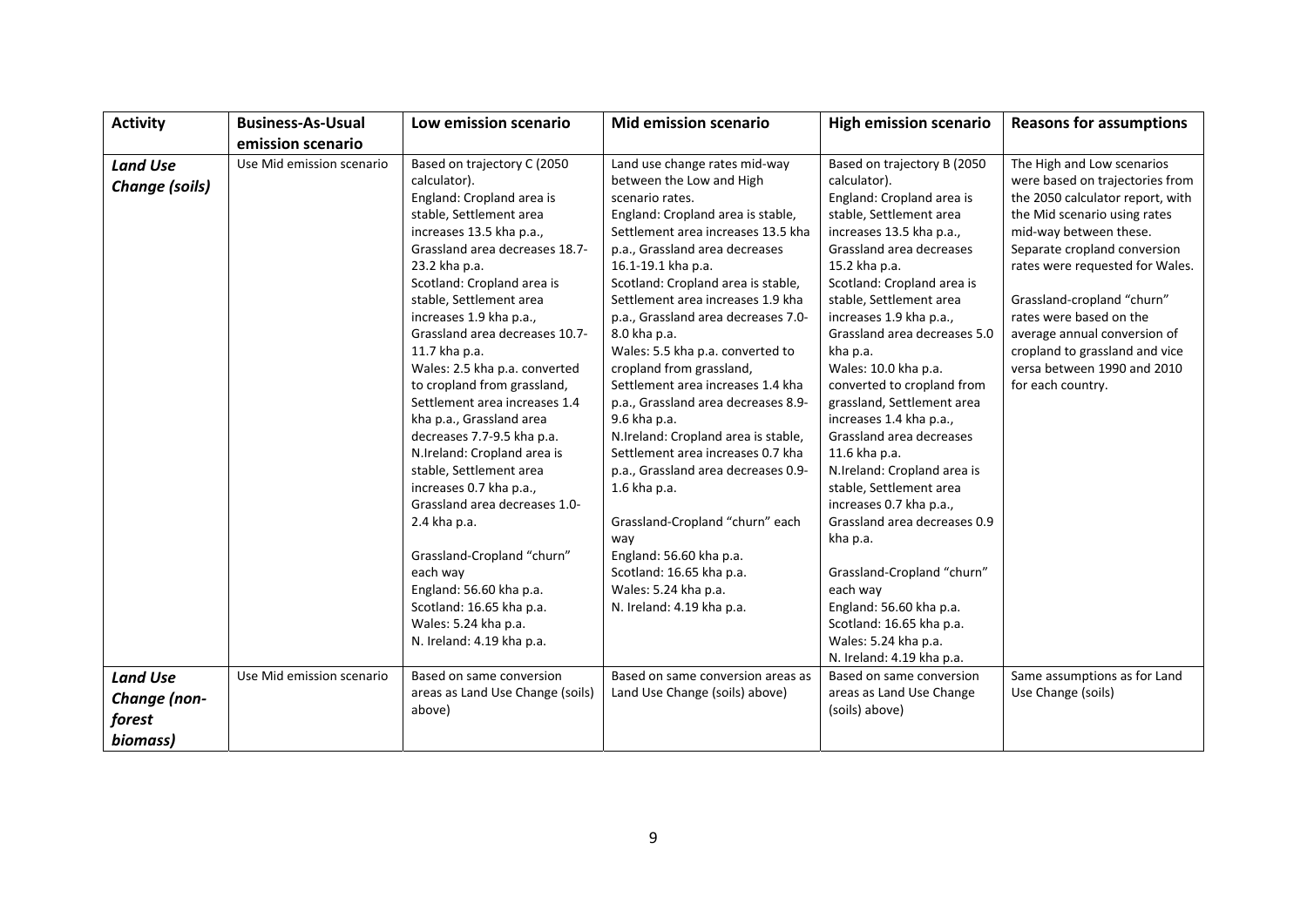| Activity | Business-As-Usual emission scenario | Low emission scenario | Mid emission scenario | High emission scenario | Reasons for assumptions |
|---|---|---|---|---|---|
| ***Land Use Change (soils)*** | Use Mid emission scenario | Based on trajectory C (2050 calculator).<br>England: Cropland area is stable, Settlement area increases 13.5 kha p.a., Grassland area decreases 18.7-23.2 kha p.a.<br>Scotland: Cropland area is stable, Settlement area increases 1.9 kha p.a., Grassland area decreases 10.7-11.7 kha p.a.<br>Wales: 2.5 kha p.a. converted to cropland from grassland, Settlement area increases 1.4 kha p.a., Grassland area decreases 7.7-9.5 kha p.a.<br>N.Ireland: Cropland area is stable, Settlement area increases 0.7 kha p.a., Grassland area decreases 1.0-2.4 kha p.a.<br><br>Grassland-Cropland "churn" each way<br>England: 56.60 kha p.a.<br>Scotland: 16.65 kha p.a.<br>Wales: 5.24 kha p.a.<br>N. Ireland: 4.19 kha p.a. | Land use change rates mid-way between the Low and High scenario rates.<br>England: Cropland area is stable, Settlement area increases 13.5 kha p.a., Grassland area decreases 16.1-19.1 kha p.a.<br>Scotland: Cropland area is stable, Settlement area increases 1.9 kha p.a., Grassland area decreases 7.0-8.0 kha p.a.<br>Wales: 5.5 kha p.a. converted to cropland from grassland, Settlement area increases 1.4 kha p.a., Grassland area decreases 8.9-9.6 kha p.a.<br>N.Ireland: Cropland area is stable, Settlement area increases 0.7 kha p.a., Grassland area decreases 0.9-1.6 kha p.a.<br><br>Grassland-Cropland "churn" each way<br>England: 56.60 kha p.a.<br>Scotland: 16.65 kha p.a.<br>Wales: 5.24 kha p.a.<br>N. Ireland: 4.19 kha p.a. | Based on trajectory B (2050 calculator).<br>England: Cropland area is stable, Settlement area increases 13.5 kha p.a., Grassland area decreases 15.2 kha p.a.<br>Scotland: Cropland area is stable, Settlement area increases 1.9 kha p.a., Grassland area decreases 5.0 kha p.a.<br>Wales: 10.0 kha p.a. converted to cropland from grassland, Settlement area increases 1.4 kha p.a., Grassland area decreases 11.6 kha p.a.<br>N.Ireland: Cropland area is stable, Settlement area increases 0.7 kha p.a., Grassland area decreases 0.9 kha p.a.<br><br>Grassland-Cropland "churn" each way<br>England: 56.60 kha p.a.<br>Scotland: 16.65 kha p.a.<br>Wales: 5.24 kha p.a.<br>N. Ireland: 4.19 kha p.a. | The High and Low scenarios were based on trajectories from the 2050 calculator report, with the Mid scenario using rates mid-way between these. Separate cropland conversion rates were requested for Wales.<br><br>Grassland-cropland "churn" rates were based on the average annual conversion of cropland to grassland and vice versa between 1990 and 2010 for each country. |
| ***Land Use Change (non-forest biomass)*** | Use Mid emission scenario | Based on same conversion areas as Land Use Change (soils) above) | Based on same conversion areas as Land Use Change (soils) above | Based on same conversion areas as Land Use Change (soils) above | Same assumptions as for Land Use Change (soils) |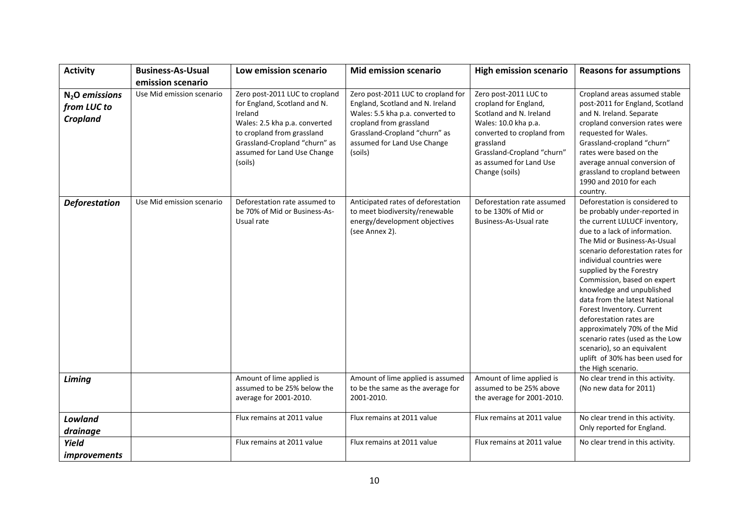| Activity | Business-As-Usual emission scenario | Low emission scenario | Mid emission scenario | High emission scenario | Reasons for assumptions |
|---|---|---|---|---|---|
| ***$N_2O$ emissions from LUC to Cropland*** | Use Mid emission scenario | Zero post-2011 LUC to cropland for England, Scotland and N. Ireland Wales: 2.5 kha p.a. converted to cropland from grassland Grassland-Cropland "churn" as assumed for Land Use Change (soils) | Zero post-2011 LUC to cropland for England, Scotland and N. Ireland Wales: 5.5 kha p.a. converted to cropland from grassland Grassland-Cropland "churn" as assumed for Land Use Change (soils) | Zero post-2011 LUC to cropland for England, Scotland and N. Ireland Wales: 10.0 kha p.a. converted to cropland from grassland Grassland-Cropland "churn" as assumed for Land Use Change (soils) | Cropland areas assumed stable post-2011 for England, Scotland and N. Ireland. Separate cropland conversion rates were requested for Wales. Grassland-cropland "churn" rates were based on the average annual conversion of grassland to cropland between 1990 and 2010 for each country. |
| ***Deforestation*** | Use Mid emission scenario | Deforestation rate assumed to be 70% of Mid or Business-As-Usual rate | Anticipated rates of deforestation to meet biodiversity/renewable energy/development objectives (see Annex 2). | Deforestation rate assumed to be 130% of Mid or Business-As-Usual rate | Deforestation is considered to be probably under-reported in the current LULUCF inventory, due to a lack of information. The Mid or Business-As-Usual scenario deforestation rates for individual countries were supplied by the Forestry Commission, based on expert knowledge and unpublished data from the latest National Forest Inventory. Current deforestation rates are approximately 70% of the Mid scenario rates (used as the Low scenario), so an equivalent uplift of 30% has been used for the High scenario. |
| ***Liming*** | | Amount of lime applied is assumed to be 25% below the average for 2001-2010. | Amount of lime applied is assumed to be the same as the average for 2001-2010. | Amount of lime applied is assumed to be 25% above the average for 2001-2010. | No clear trend in this activity. (No new data for 2011) |
| ***Lowland drainage*** | | Flux remains at 2011 value | Flux remains at 2011 value | Flux remains at 2011 value | No clear trend in this activity. Only reported for England. |
| ***Yield improvements*** | | Flux remains at 2011 value | Flux remains at 2011 value | Flux remains at 2011 value | No clear trend in this activity. |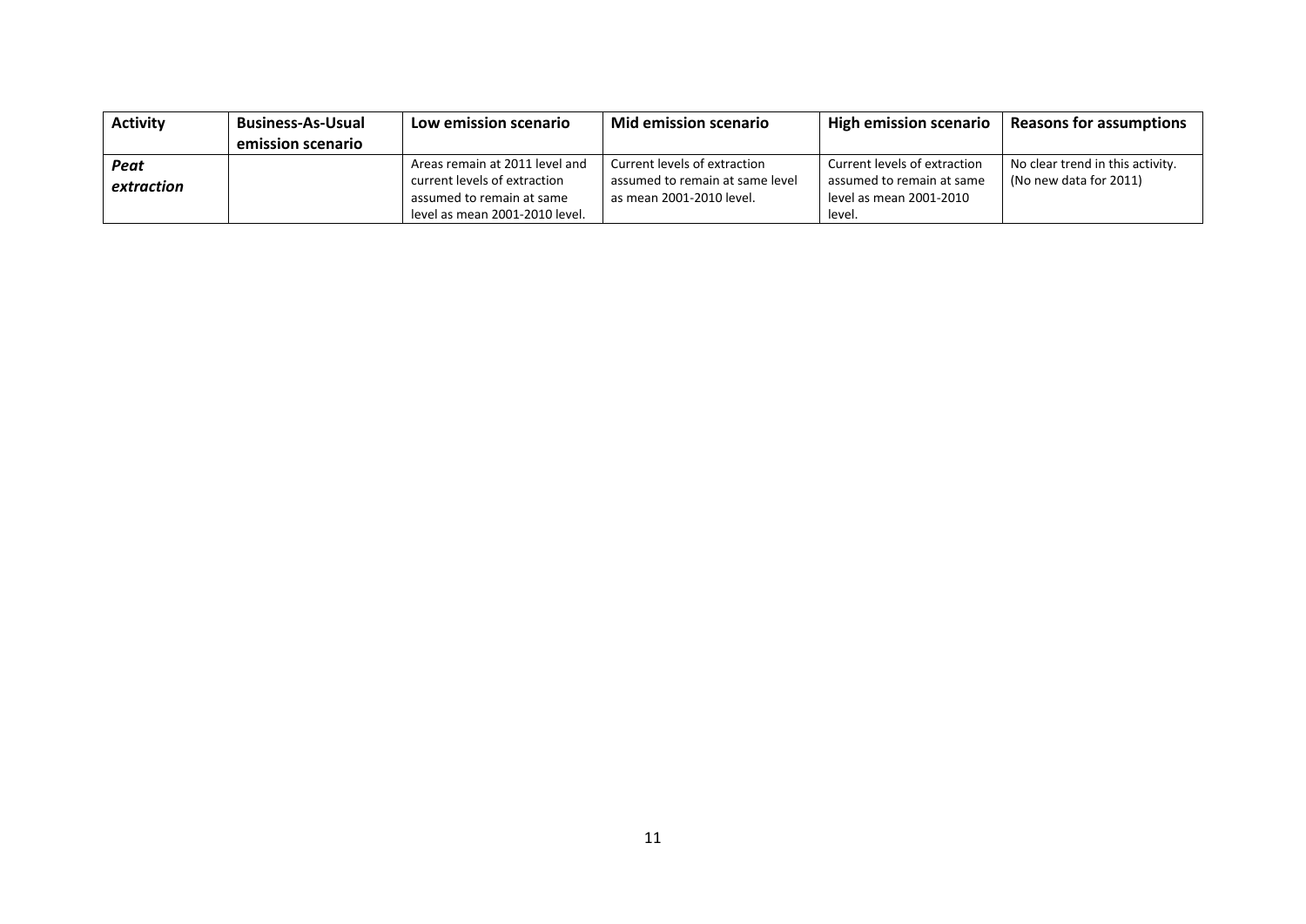| Activity | Business-As-Usual emission scenario | Low emission scenario | Mid emission scenario | High emission scenario | Reasons for assumptions |
| --- | --- | --- | --- | --- | --- |
| ***Peat extraction*** | | Areas remain at 2011 level and current levels of extraction assumed to remain at same level as mean 2001-2010 level. | Current levels of extraction assumed to remain at same level as mean 2001-2010 level. | Current levels of extraction assumed to remain at same level as mean 2001-2010 level. | No clear trend in this activity. (No new data for 2011) |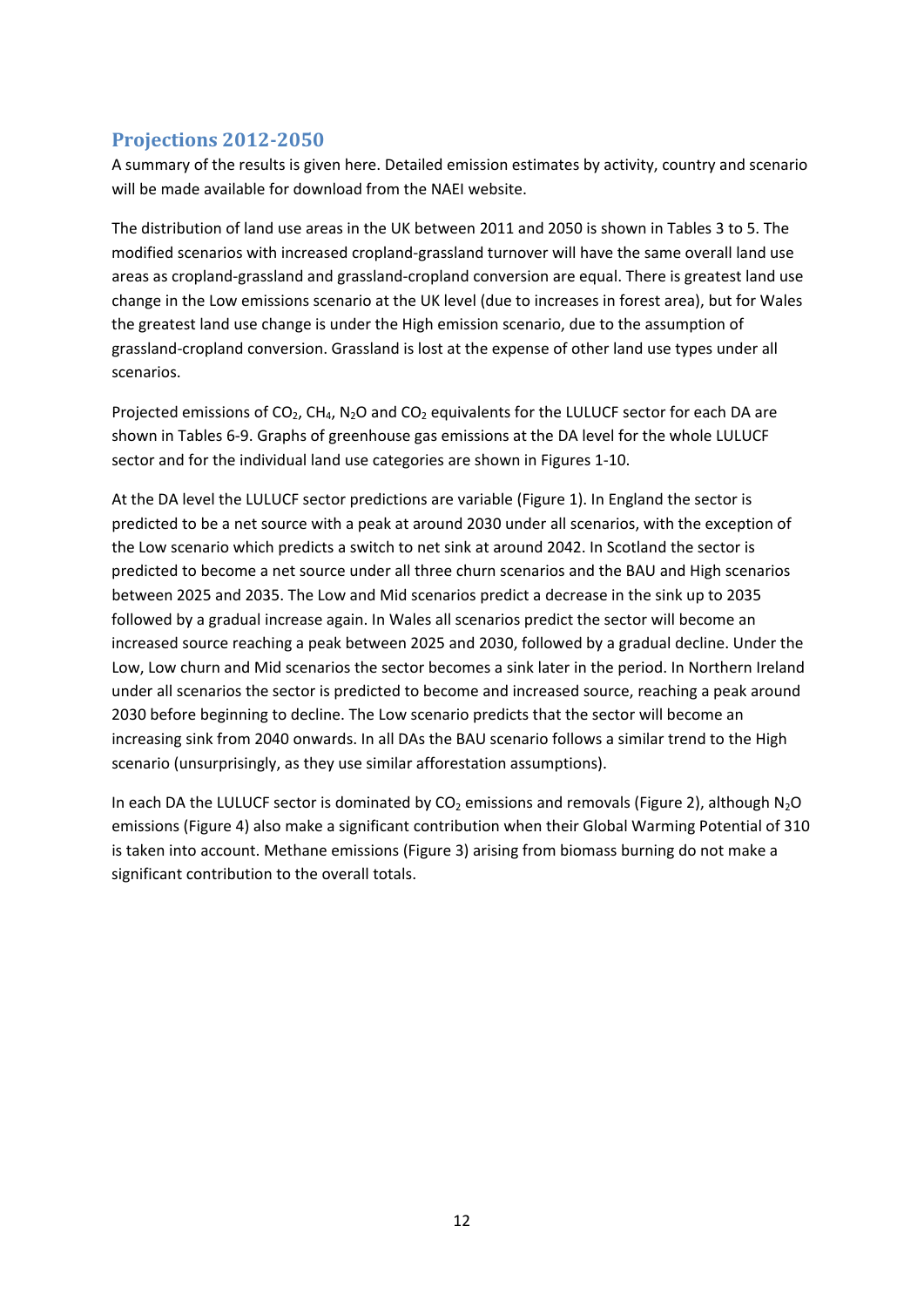## Projections 2012-2050

A summary of the results is given here. Detailed emission estimates by activity, country and scenario will be made available for download from the NAEI website.

The distribution of land use areas in the UK between 2011 and 2050 is shown in Tables 3 to 5. The modified scenarios with increased cropland-grassland turnover will have the same overall land use areas as cropland-grassland and grassland-cropland conversion are equal. There is greatest land use change in the Low emissions scenario at the UK level (due to increases in forest area), but for Wales the greatest land use change is under the High emission scenario, due to the assumption of grassland-cropland conversion. Grassland is lost at the expense of other land use types under all scenarios.

Projected emissions of $CO_2$, $CH_4$, $N_2O$ and $CO_2$ equivalents for the LULUCF sector for each DA are shown in Tables 6-9. Graphs of greenhouse gas emissions at the DA level for the whole LULUCF sector and for the individual land use categories are shown in Figures 1-10.

At the DA level the LULUCF sector predictions are variable (Figure 1). In England the sector is predicted to be a net source with a peak at around 2030 under all scenarios, with the exception of the Low scenario which predicts a switch to net sink at around 2042. In Scotland the sector is predicted to become a net source under all three churn scenarios and the BAU and High scenarios between 2025 and 2035. The Low and Mid scenarios predict a decrease in the sink up to 2035 followed by a gradual increase again. In Wales all scenarios predict the sector will become an increased source reaching a peak between 2025 and 2030, followed by a gradual decline. Under the Low, Low churn and Mid scenarios the sector becomes a sink later in the period. In Northern Ireland under all scenarios the sector is predicted to become and increased source, reaching a peak around 2030 before beginning to decline. The Low scenario predicts that the sector will become an increasing sink from 2040 onwards. In all DAs the BAU scenario follows a similar trend to the High scenario (unsurprisingly, as they use similar afforestation assumptions).

In each DA the LULUCF sector is dominated by $CO_2$ emissions and removals (Figure 2), although $N_2O$ emissions (Figure 4) also make a significant contribution when their Global Warming Potential of 310 is taken into account. Methane emissions (Figure 3) arising from biomass burning do not make a significant contribution to the overall totals.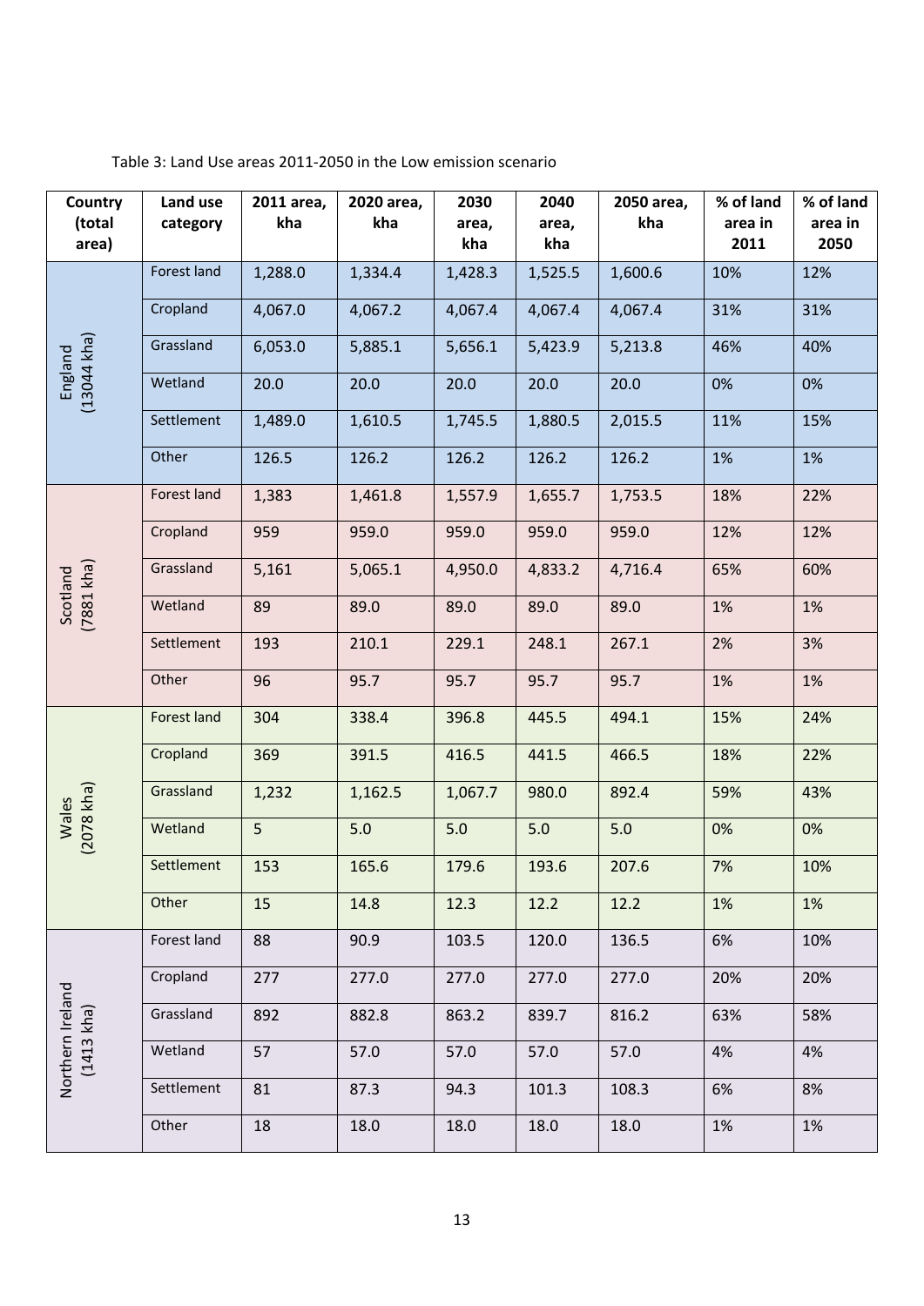Table 3: Land Use areas 2011-2050 in the Low emission scenario

| Country (total area) | Land use category | 2011 area, kha | 2020 area, kha | 2030 area, kha | 2040 area, kha | 2050 area, kha | % of land area in 2011 | % of land area in 2050 |
|---|---|---|---|---|---|---|---|---|
| England (13044 kha) | Forest land | 1,288.0 | 1,334.4 | 1,428.3 | 1,525.5 | 1,600.6 | 10% | 12% |
| | Cropland | 4,067.0 | 4,067.2 | 4,067.4 | 4,067.4 | 4,067.4 | 31% | 31% |
| | Grassland | 6,053.0 | 5,885.1 | 5,656.1 | 5,423.9 | 5,213.8 | 46% | 40% |
| | Wetland | 20.0 | 20.0 | 20.0 | 20.0 | 20.0 | 0% | 0% |
| | Settlement | 1,489.0 | 1,610.5 | 1,745.5 | 1,880.5 | 2,015.5 | 11% | 15% |
| | Other | 126.5 | 126.2 | 126.2 | 126.2 | 126.2 | 1% | 1% |
| Scotland (7881 kha) | Forest land | 1,383 | 1,461.8 | 1,557.9 | 1,655.7 | 1,753.5 | 18% | 22% |
| | Cropland | 959 | 959.0 | 959.0 | 959.0 | 959.0 | 12% | 12% |
| | Grassland | 5,161 | 5,065.1 | 4,950.0 | 4,833.2 | 4,716.4 | 65% | 60% |
| | Wetland | 89 | 89.0 | 89.0 | 89.0 | 89.0 | 1% | 1% |
| | Settlement | 193 | 210.1 | 229.1 | 248.1 | 267.1 | 2% | 3% |
| | Other | 96 | 95.7 | 95.7 | 95.7 | 95.7 | 1% | 1% |
| Wales (2078 kha) | Forest land | 304 | 338.4 | 396.8 | 445.5 | 494.1 | 15% | 24% |
| | Cropland | 369 | 391.5 | 416.5 | 441.5 | 466.5 | 18% | 22% |
| | Grassland | 1,232 | 1,162.5 | 1,067.7 | 980.0 | 892.4 | 59% | 43% |
| | Wetland | 5 | 5.0 | 5.0 | 5.0 | 5.0 | 0% | 0% |
| | Settlement | 153 | 165.6 | 179.6 | 193.6 | 207.6 | 7% | 10% |
| | Other | 15 | 14.8 | 12.3 | 12.2 | 12.2 | 1% | 1% |
| Northern Ireland (1413 kha) | Forest land | 88 | 90.9 | 103.5 | 120.0 | 136.5 | 6% | 10% |
| | Cropland | 277 | 277.0 | 277.0 | 277.0 | 277.0 | 20% | 20% |
| | Grassland | 892 | 882.8 | 863.2 | 839.7 | 816.2 | 63% | 58% |
| | Wetland | 57 | 57.0 | 57.0 | 57.0 | 57.0 | 4% | 4% |
| | Settlement | 81 | 87.3 | 94.3 | 101.3 | 108.3 | 6% | 8% |
| | Other | 18 | 18.0 | 18.0 | 18.0 | 18.0 | 1% | 1% |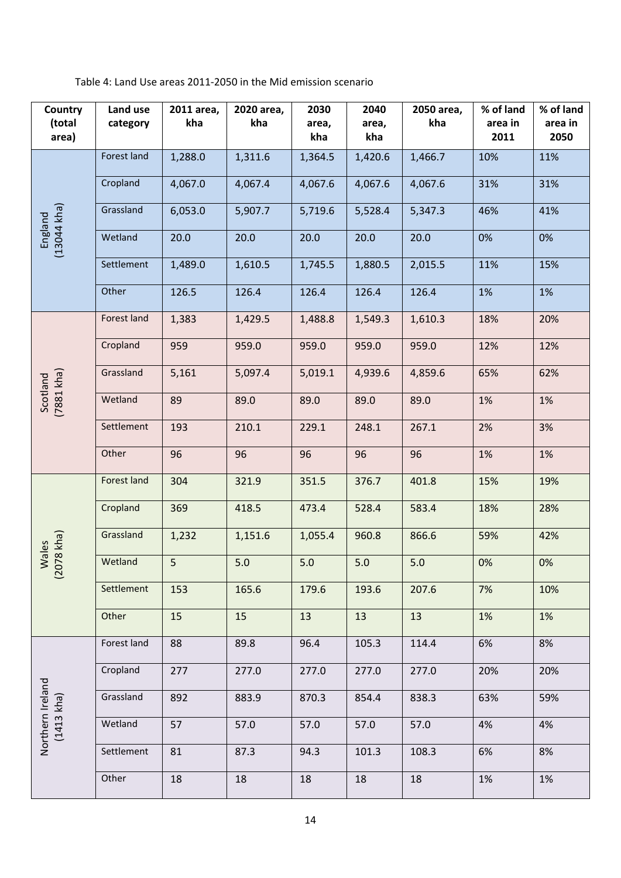Table 4: Land Use areas 2011-2050 in the Mid emission scenario

| Country (total area) | Land use category | 2011 area, kha | 2020 area, kha | 2030 area, kha | 2040 area, kha | 2050 area, kha | % of land area in 2011 | % of land area in 2050 |
|---|---|---|---|---|---|---|---|---|
| England (13044 kha) | Forest land | 1,288.0 | 1,311.6 | 1,364.5 | 1,420.6 | 1,466.7 | 10% | 11% |
| | Cropland | 4,067.0 | 4,067.4 | 4,067.6 | 4,067.6 | 4,067.6 | 31% | 31% |
| | Grassland | 6,053.0 | 5,907.7 | 5,719.6 | 5,528.4 | 5,347.3 | 46% | 41% |
| | Wetland | 20.0 | 20.0 | 20.0 | 20.0 | 20.0 | 0% | 0% |
| | Settlement | 1,489.0 | 1,610.5 | 1,745.5 | 1,880.5 | 2,015.5 | 11% | 15% |
| | Other | 126.5 | 126.4 | 126.4 | 126.4 | 126.4 | 1% | 1% |
| Scotland (7881 kha) | Forest land | 1,383 | 1,429.5 | 1,488.8 | 1,549.3 | 1,610.3 | 18% | 20% |
| | Cropland | 959 | 959.0 | 959.0 | 959.0 | 959.0 | 12% | 12% |
| | Grassland | 5,161 | 5,097.4 | 5,019.1 | 4,939.6 | 4,859.6 | 65% | 62% |
| | Wetland | 89 | 89.0 | 89.0 | 89.0 | 89.0 | 1% | 1% |
| | Settlement | 193 | 210.1 | 229.1 | 248.1 | 267.1 | 2% | 3% |
| | Other | 96 | 96 | 96 | 96 | 96 | 1% | 1% |
| Wales (2078 kha) | Forest land | 304 | 321.9 | 351.5 | 376.7 | 401.8 | 15% | 19% |
| | Cropland | 369 | 418.5 | 473.4 | 528.4 | 583.4 | 18% | 28% |
| | Grassland | 1,232 | 1,151.6 | 1,055.4 | 960.8 | 866.6 | 59% | 42% |
| | Wetland | 5 | 5.0 | 5.0 | 5.0 | 5.0 | 0% | 0% |
| | Settlement | 153 | 165.6 | 179.6 | 193.6 | 207.6 | 7% | 10% |
| | Other | 15 | 15 | 13 | 13 | 13 | 1% | 1% |
| Northern Ireland (1413 kha) | Forest land | 88 | 89.8 | 96.4 | 105.3 | 114.4 | 6% | 8% |
| | Cropland | 277 | 277.0 | 277.0 | 277.0 | 277.0 | 20% | 20% |
| | Grassland | 892 | 883.9 | 870.3 | 854.4 | 838.3 | 63% | 59% |
| | Wetland | 57 | 57.0 | 57.0 | 57.0 | 57.0 | 4% | 4% |
| | Settlement | 81 | 87.3 | 94.3 | 101.3 | 108.3 | 6% | 8% |
| | Other | 18 | 18 | 18 | 18 | 18 | 1% | 1% |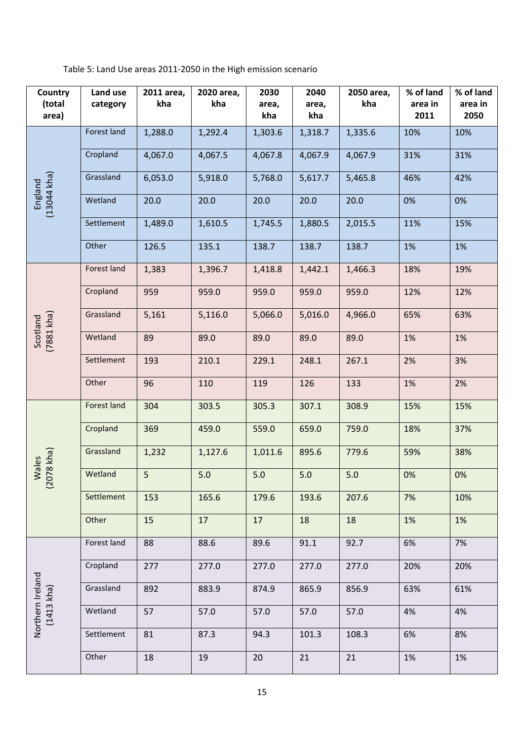Table 5: Land Use areas 2011-2050 in the High emission scenario

| Country (total area) | Land use category | 2011 area, kha | 2020 area, kha | 2030 area, kha | 2040 area, kha | 2050 area, kha | % of land area in 2011 | % of land area in 2050 |
|---|---|---|---|---|---|---|---|---|
| England (13044 kha) | Forest land | 1,288.0 | 1,292.4 | 1,303.6 | 1,318.7 | 1,335.6 | 10% | 10% |
| | Cropland | 4,067.0 | 4,067.5 | 4,067.8 | 4,067.9 | 4,067.9 | 31% | 31% |
| | Grassland | 6,053.0 | 5,918.0 | 5,768.0 | 5,617.7 | 5,465.8 | 46% | 42% |
| | Wetland | 20.0 | 20.0 | 20.0 | 20.0 | 20.0 | 0% | 0% |
| | Settlement | 1,489.0 | 1,610.5 | 1,745.5 | 1,880.5 | 2,015.5 | 11% | 15% |
| | Other | 126.5 | 135.1 | 138.7 | 138.7 | 138.7 | 1% | 1% |
| Scotland (7881 kha) | Forest land | 1,383 | 1,396.7 | 1,418.8 | 1,442.1 | 1,466.3 | 18% | 19% |
| | Cropland | 959 | 959.0 | 959.0 | 959.0 | 959.0 | 12% | 12% |
| | Grassland | 5,161 | 5,116.0 | 5,066.0 | 5,016.0 | 4,966.0 | 65% | 63% |
| | Wetland | 89 | 89.0 | 89.0 | 89.0 | 89.0 | 1% | 1% |
| | Settlement | 193 | 210.1 | 229.1 | 248.1 | 267.1 | 2% | 3% |
| | Other | 96 | 110 | 119 | 126 | 133 | 1% | 2% |
| Wales (2078 kha) | Forest land | 304 | 303.5 | 305.3 | 307.1 | 308.9 | 15% | 15% |
| | Cropland | 369 | 459.0 | 559.0 | 659.0 | 759.0 | 18% | 37% |
| | Grassland | 1,232 | 1,127.6 | 1,011.6 | 895.6 | 779.6 | 59% | 38% |
| | Wetland | 5 | 5.0 | 5.0 | 5.0 | 5.0 | 0% | 0% |
| | Settlement | 153 | 165.6 | 179.6 | 193.6 | 207.6 | 7% | 10% |
| | Other | 15 | 17 | 17 | 18 | 18 | 1% | 1% |
| Northern Ireland (1413 kha) | Forest land | 88 | 88.6 | 89.6 | 91.1 | 92.7 | 6% | 7% |
| | Cropland | 277 | 277.0 | 277.0 | 277.0 | 277.0 | 20% | 20% |
| | Grassland | 892 | 883.9 | 874.9 | 865.9 | 856.9 | 63% | 61% |
| | Wetland | 57 | 57.0 | 57.0 | 57.0 | 57.0 | 4% | 4% |
| | Settlement | 81 | 87.3 | 94.3 | 101.3 | 108.3 | 6% | 8% |
| | Other | 18 | 19 | 20 | 21 | 21 | 1% | 1% |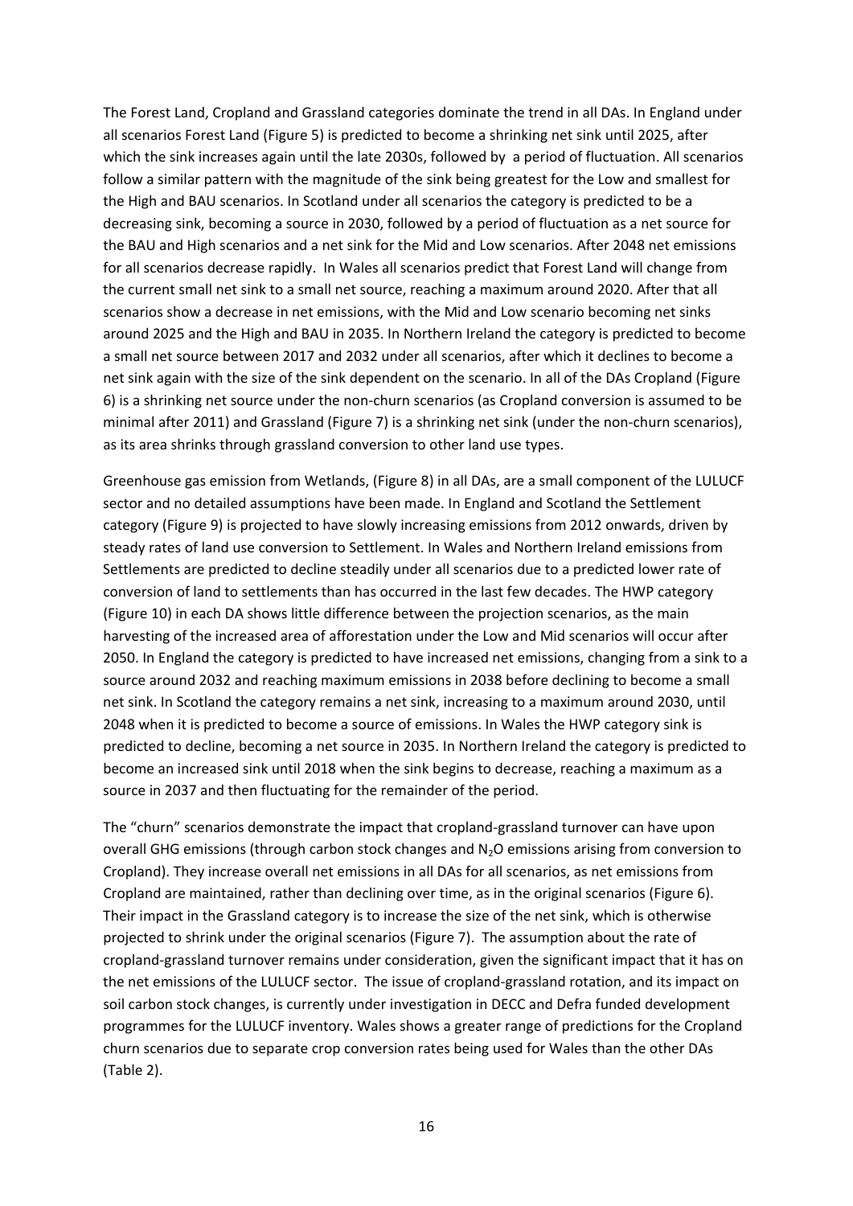The Forest Land, Cropland and Grassland categories dominate the trend in all DAs. In England under all scenarios Forest Land (Figure 5) is predicted to become a shrinking net sink until 2025, after which the sink increases again until the late 2030s, followed by a period of fluctuation. All scenarios follow a similar pattern with the magnitude of the sink being greatest for the Low and smallest for the High and BAU scenarios. In Scotland under all scenarios the category is predicted to be a decreasing sink, becoming a source in 2030, followed by a period of fluctuation as a net source for the BAU and High scenarios and a net sink for the Mid and Low scenarios. After 2048 net emissions for all scenarios decrease rapidly. In Wales all scenarios predict that Forest Land will change from the current small net sink to a small net source, reaching a maximum around 2020. After that all scenarios show a decrease in net emissions, with the Mid and Low scenario becoming net sinks around 2025 and the High and BAU in 2035. In Northern Ireland the category is predicted to become a small net source between 2017 and 2032 under all scenarios, after which it declines to become a net sink again with the size of the sink dependent on the scenario. In all of the DAs Cropland (Figure 6) is a shrinking net source under the non-churn scenarios (as Cropland conversion is assumed to be minimal after 2011) and Grassland (Figure 7) is a shrinking net sink (under the non-churn scenarios), as its area shrinks through grassland conversion to other land use types.

Greenhouse gas emission from Wetlands, (Figure 8) in all DAs, are a small component of the LULUCF sector and no detailed assumptions have been made. In England and Scotland the Settlement category (Figure 9) is projected to have slowly increasing emissions from 2012 onwards, driven by steady rates of land use conversion to Settlement. In Wales and Northern Ireland emissions from Settlements are predicted to decline steadily under all scenarios due to a predicted lower rate of conversion of land to settlements than has occurred in the last few decades. The HWP category (Figure 10) in each DA shows little difference between the projection scenarios, as the main harvesting of the increased area of afforestation under the Low and Mid scenarios will occur after 2050. In England the category is predicted to have increased net emissions, changing from a sink to a source around 2032 and reaching maximum emissions in 2038 before declining to become a small net sink. In Scotland the category remains a net sink, increasing to a maximum around 2030, until 2048 when it is predicted to become a source of emissions. In Wales the HWP category sink is predicted to decline, becoming a net source in 2035. In Northern Ireland the category is predicted to become an increased sink until 2018 when the sink begins to decrease, reaching a maximum as a source in 2037 and then fluctuating for the remainder of the period.

The "churn" scenarios demonstrate the impact that cropland-grassland turnover can have upon overall GHG emissions (through carbon stock changes and $N_2O$ emissions arising from conversion to Cropland). They increase overall net emissions in all DAs for all scenarios, as net emissions from Cropland are maintained, rather than declining over time, as in the original scenarios (Figure 6). Their impact in the Grassland category is to increase the size of the net sink, which is otherwise projected to shrink under the original scenarios (Figure 7). The assumption about the rate of cropland-grassland turnover remains under consideration, given the significant impact that it has on the net emissions of the LULUCF sector. The issue of cropland-grassland rotation, and its impact on soil carbon stock changes, is currently under investigation in DECC and Defra funded development programmes for the LULUCF inventory. Wales shows a greater range of predictions for the Cropland churn scenarios due to separate crop conversion rates being used for Wales than the other DAs (Table 2).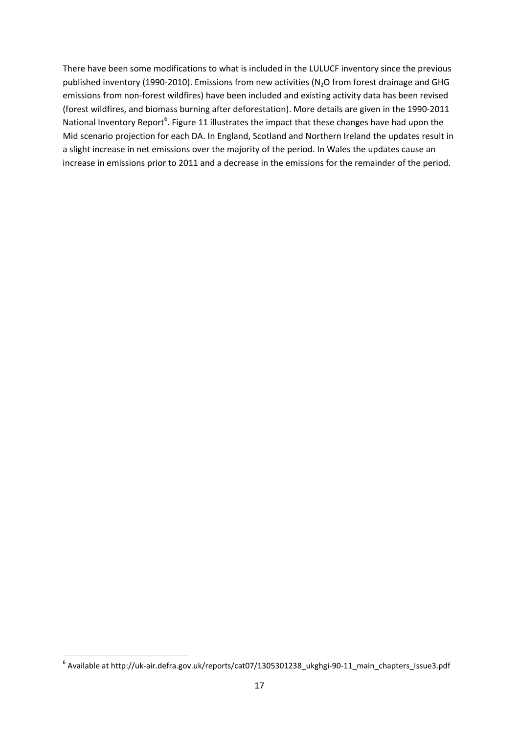There have been some modifications to what is included in the LULUCF inventory since the previous published inventory (1990-2010). Emissions from new activities ($N_2O$ from forest drainage and GHG emissions from non-forest wildfires) have been included and existing activity data has been revised (forest wildfires, and biomass burning after deforestation). More details are given in the 1990-2011 National Inventory Report[6]. Figure 11 illustrates the impact that these changes have had upon the Mid scenario projection for each DA. In England, Scotland and Northern Ireland the updates result in a slight increase in net emissions over the majority of the period. In Wales the updates cause an increase in emissions prior to 2011 and a decrease in the emissions for the remainder of the period.

[6] Available at http://uk-air.defra.gov.uk/reports/cat07/1305301238_ukghgi-90-11_main_chapters_Issue3.pdf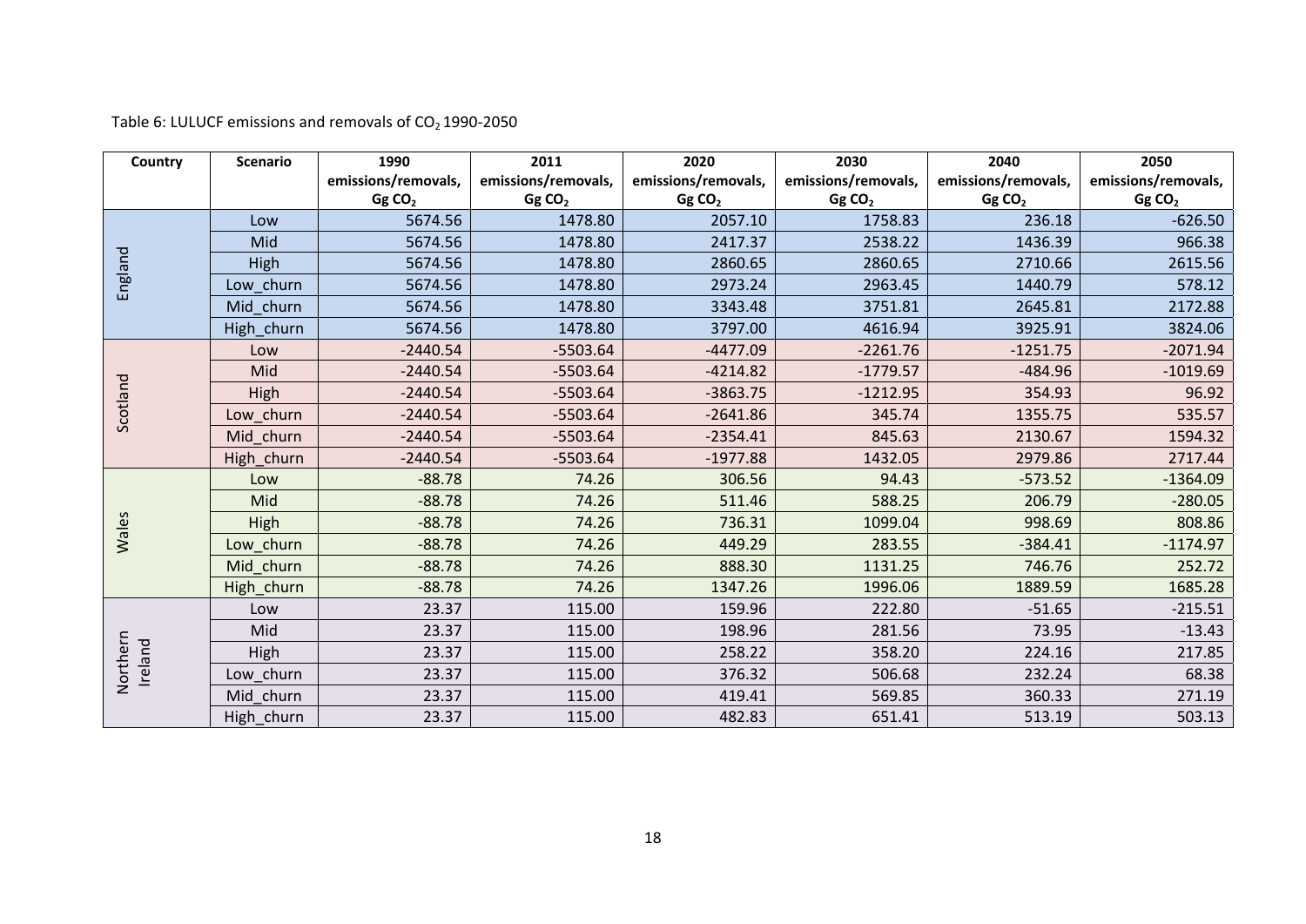Table 6: LULUCF emissions and removals of $CO_2$ 1990-2050

| Country | Scenario | 1990 emissions/removals, Gg $CO_2$ | 2011 emissions/removals, Gg $CO_2$ | 2020 emissions/removals, Gg $CO_2$ | 2030 emissions/removals, Gg $CO_2$ | 2040 emissions/removals, Gg $CO_2$ | 2050 emissions/removals, Gg $CO_2$ |
|---|---|---|---|---|---|---|---|
| England | Low | 5674.56 | 1478.80 | 2057.10 | 1758.83 | 236.18 | -626.50 |
| | Mid | 5674.56 | 1478.80 | 2417.37 | 2538.22 | 1436.39 | 966.38 |
| | High | 5674.56 | 1478.80 | 2860.65 | 2860.65 | 2710.66 | 2615.56 |
| | Low_churn | 5674.56 | 1478.80 | 2973.24 | 2963.45 | 1440.79 | 578.12 |
| | Mid_churn | 5674.56 | 1478.80 | 3343.48 | 3751.81 | 2645.81 | 2172.88 |
| | High_churn | 5674.56 | 1478.80 | 3797.00 | 4616.94 | 3925.91 | 3824.06 |
| Scotland | Low | -2440.54 | -5503.64 | -4477.09 | -2261.76 | -1251.75 | -2071.94 |
| | Mid | -2440.54 | -5503.64 | -4214.82 | -1779.57 | -484.96 | -1019.69 |
| | High | -2440.54 | -5503.64 | -3863.75 | -1212.95 | 354.93 | 96.92 |
| | Low_churn | -2440.54 | -5503.64 | -2641.86 | 345.74 | 1355.75 | 535.57 |
| | Mid_churn | -2440.54 | -5503.64 | -2354.41 | 845.63 | 2130.67 | 1594.32 |
| | High_churn | -2440.54 | -5503.64 | -1977.88 | 1432.05 | 2979.86 | 2717.44 |
| Wales | Low | -88.78 | 74.26 | 306.56 | 94.43 | -573.52 | -1364.09 |
| | Mid | -88.78 | 74.26 | 511.46 | 588.25 | 206.79 | -280.05 |
| | High | -88.78 | 74.26 | 736.31 | 1099.04 | 998.69 | 808.86 |
| | Low_churn | -88.78 | 74.26 | 449.29 | 283.55 | -384.41 | -1174.97 |
| | Mid_churn | -88.78 | 74.26 | 888.30 | 1131.25 | 746.76 | 252.72 |
| | High_churn | -88.78 | 74.26 | 1347.26 | 1996.06 | 1889.59 | 1685.28 |
| Northern Ireland | Low | 23.37 | 115.00 | 159.96 | 222.80 | -51.65 | -215.51 |
| | Mid | 23.37 | 115.00 | 198.96 | 281.56 | 73.95 | -13.43 |
| | High | 23.37 | 115.00 | 258.22 | 358.20 | 224.16 | 217.85 |
| | Low_churn | 23.37 | 115.00 | 376.32 | 506.68 | 232.24 | 68.38 |
| | Mid_churn | 23.37 | 115.00 | 419.41 | 569.85 | 360.33 | 271.19 |
| | High_churn | 23.37 | 115.00 | 482.83 | 651.41 | 513.19 | 503.13 |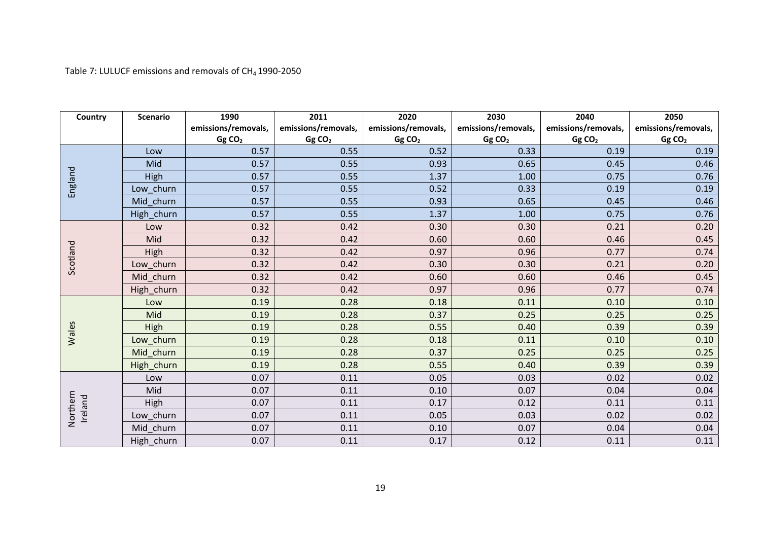Table 7: LULUCF emissions and removals of $CH_4$ 1990-2050

| Country | Scenario | 1990 emissions/removals, Gg $CO_2$ | 2011 emissions/removals, Gg $CO_2$ | 2020 emissions/removals, Gg $CO_2$ | 2030 emissions/removals, Gg $CO_2$ | 2040 emissions/removals, Gg $CO_2$ | 2050 emissions/removals, Gg $CO_2$ |
|---|---|---|---|---|---|---|---|
| England | Low | 0.57 | 0.55 | 0.52 | 0.33 | 0.19 | 0.19 |
| | Mid | 0.57 | 0.55 | 0.93 | 0.65 | 0.45 | 0.46 |
| | High | 0.57 | 0.55 | 1.37 | 1.00 | 0.75 | 0.76 |
| | Low_churn | 0.57 | 0.55 | 0.52 | 0.33 | 0.19 | 0.19 |
| | Mid_churn | 0.57 | 0.55 | 0.93 | 0.65 | 0.45 | 0.46 |
| | High_churn | 0.57 | 0.55 | 1.37 | 1.00 | 0.75 | 0.76 |
| Scotland | Low | 0.32 | 0.42 | 0.30 | 0.30 | 0.21 | 0.20 |
| | Mid | 0.32 | 0.42 | 0.60 | 0.60 | 0.46 | 0.45 |
| | High | 0.32 | 0.42 | 0.97 | 0.96 | 0.77 | 0.74 |
| | Low_churn | 0.32 | 0.42 | 0.30 | 0.30 | 0.21 | 0.20 |
| | Mid_churn | 0.32 | 0.42 | 0.60 | 0.60 | 0.46 | 0.45 |
| | High_churn | 0.32 | 0.42 | 0.97 | 0.96 | 0.77 | 0.74 |
| Wales | Low | 0.19 | 0.28 | 0.18 | 0.11 | 0.10 | 0.10 |
| | Mid | 0.19 | 0.28 | 0.37 | 0.25 | 0.25 | 0.25 |
| | High | 0.19 | 0.28 | 0.55 | 0.40 | 0.39 | 0.39 |
| | Low_churn | 0.19 | 0.28 | 0.18 | 0.11 | 0.10 | 0.10 |
| | Mid_churn | 0.19 | 0.28 | 0.37 | 0.25 | 0.25 | 0.25 |
| | High_churn | 0.19 | 0.28 | 0.55 | 0.40 | 0.39 | 0.39 |
| Northern Ireland | Low | 0.07 | 0.11 | 0.05 | 0.03 | 0.02 | 0.02 |
| | Mid | 0.07 | 0.11 | 0.10 | 0.07 | 0.04 | 0.04 |
| | High | 0.07 | 0.11 | 0.17 | 0.12 | 0.11 | 0.11 |
| | Low_churn | 0.07 | 0.11 | 0.05 | 0.03 | 0.02 | 0.02 |
| | Mid_churn | 0.07 | 0.11 | 0.10 | 0.07 | 0.04 | 0.04 |
| | High_churn | 0.07 | 0.11 | 0.17 | 0.12 | 0.11 | 0.11 |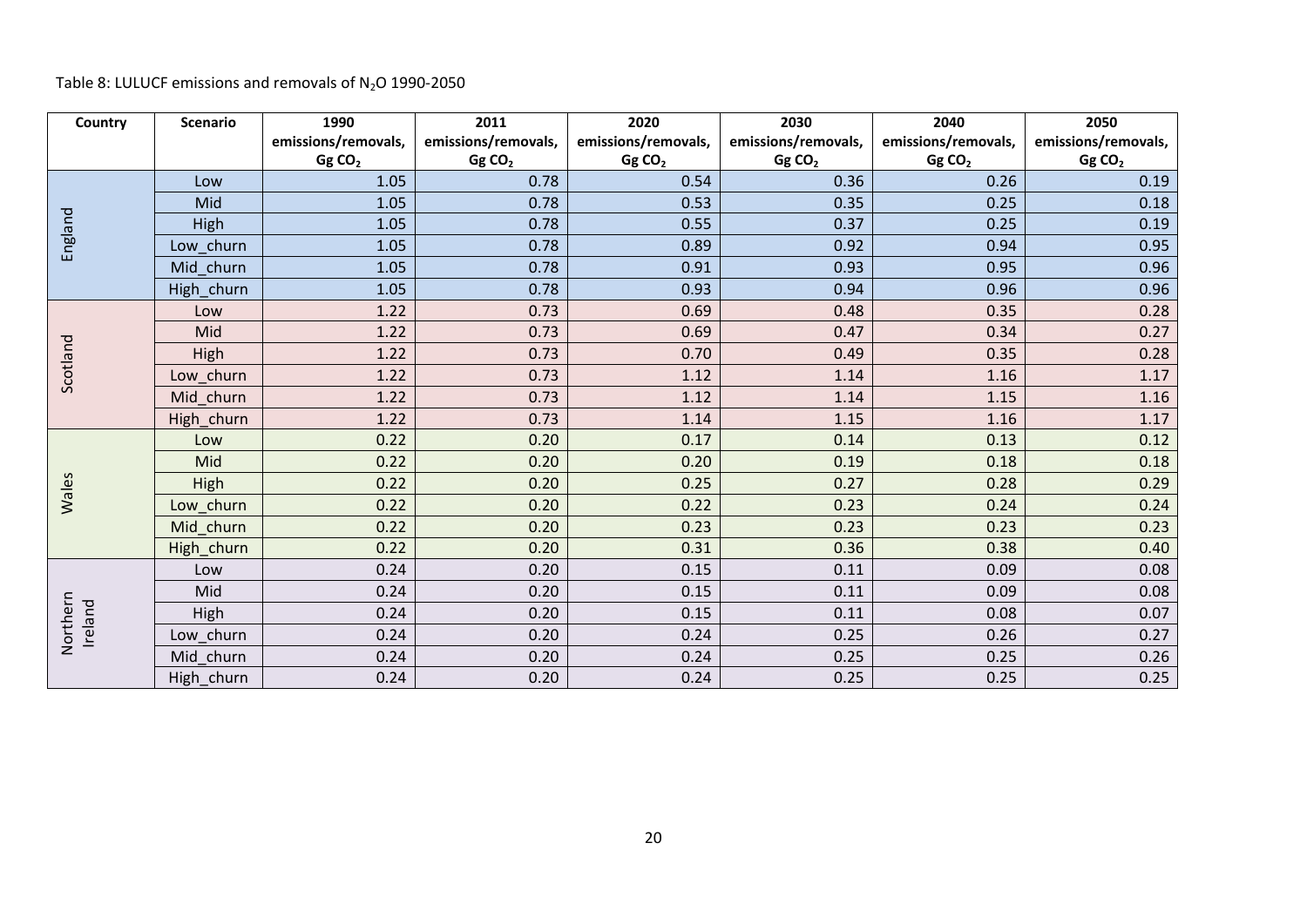Table 8: LULUCF emissions and removals of $N_2O$ 1990-2050

| Country | Scenario | 1990 emissions/removals, Gg $CO_2$ | 2011 emissions/removals, Gg $CO_2$ | 2020 emissions/removals, Gg $CO_2$ | 2030 emissions/removals, Gg $CO_2$ | 2040 emissions/removals, Gg $CO_2$ | 2050 emissions/removals, Gg $CO_2$ |
|---|---|---|---|---|---|---|---|
| England | Low | 1.05 | 0.78 | 0.54 | 0.36 | 0.26 | 0.19 |
| | Mid | 1.05 | 0.78 | 0.53 | 0.35 | 0.25 | 0.18 |
| | High | 1.05 | 0.78 | 0.55 | 0.37 | 0.25 | 0.19 |
| | Low_churn | 1.05 | 0.78 | 0.89 | 0.92 | 0.94 | 0.95 |
| | Mid_churn | 1.05 | 0.78 | 0.91 | 0.93 | 0.95 | 0.96 |
| | High_churn | 1.05 | 0.78 | 0.93 | 0.94 | 0.96 | 0.96 |
| Scotland | Low | 1.22 | 0.73 | 0.69 | 0.48 | 0.35 | 0.28 |
| | Mid | 1.22 | 0.73 | 0.69 | 0.47 | 0.34 | 0.27 |
| | High | 1.22 | 0.73 | 0.70 | 0.49 | 0.35 | 0.28 |
| | Low_churn | 1.22 | 0.73 | 1.12 | 1.14 | 1.16 | 1.17 |
| | Mid_churn | 1.22 | 0.73 | 1.12 | 1.14 | 1.15 | 1.16 |
| | High_churn | 1.22 | 0.73 | 1.14 | 1.15 | 1.16 | 1.17 |
| Wales | Low | 0.22 | 0.20 | 0.17 | 0.14 | 0.13 | 0.12 |
| | Mid | 0.22 | 0.20 | 0.20 | 0.19 | 0.18 | 0.18 |
| | High | 0.22 | 0.20 | 0.25 | 0.27 | 0.28 | 0.29 |
| | Low_churn | 0.22 | 0.20 | 0.22 | 0.23 | 0.24 | 0.24 |
| | Mid_churn | 0.22 | 0.20 | 0.23 | 0.23 | 0.23 | 0.23 |
| | High_churn | 0.22 | 0.20 | 0.31 | 0.36 | 0.38 | 0.40 |
| Northern Ireland | Low | 0.24 | 0.20 | 0.15 | 0.11 | 0.09 | 0.08 |
| | Mid | 0.24 | 0.20 | 0.15 | 0.11 | 0.09 | 0.08 |
| | High | 0.24 | 0.20 | 0.15 | 0.11 | 0.08 | 0.07 |
| | Low_churn | 0.24 | 0.20 | 0.24 | 0.25 | 0.26 | 0.27 |
| | Mid_churn | 0.24 | 0.20 | 0.24 | 0.25 | 0.25 | 0.26 |
| | High_churn | 0.24 | 0.20 | 0.24 | 0.25 | 0.25 | 0.25 |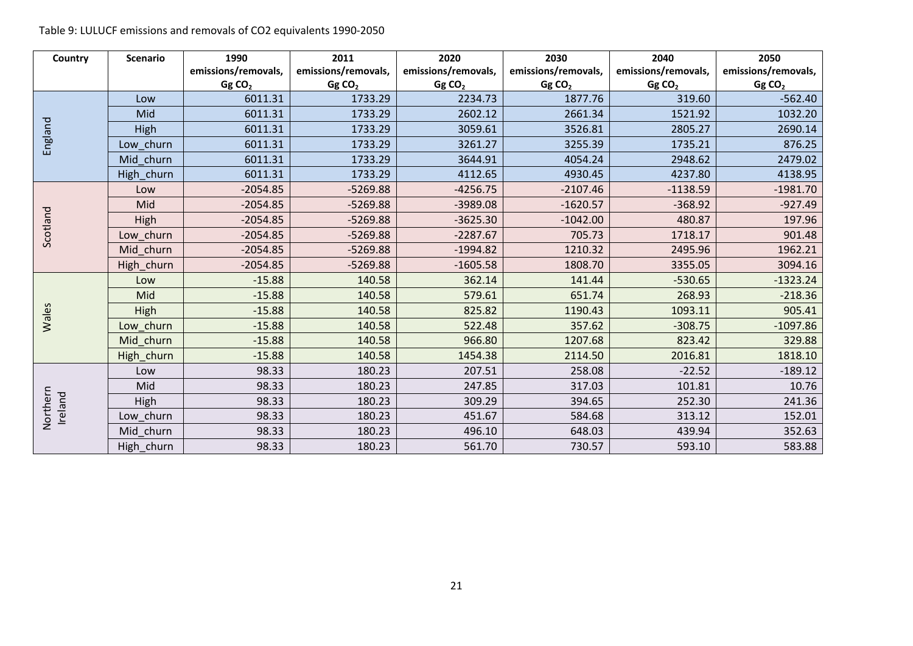Table 9: LULUCF emissions and removals of CO2 equivalents 1990-2050

| Country | Scenario | 1990 emissions/removals, Gg $CO_2$ | 2011 emissions/removals, Gg $CO_2$ | 2020 emissions/removals, Gg $CO_2$ | 2030 emissions/removals, Gg $CO_2$ | 2040 emissions/removals, Gg $CO_2$ | 2050 emissions/removals, Gg $CO_2$ |
|---|---|---|---|---|---|---|---|
| England | Low | 6011.31 | 1733.29 | 2234.73 | 1877.76 | 319.60 | -562.40 |
| | Mid | 6011.31 | 1733.29 | 2602.12 | 2661.34 | 1521.92 | 1032.20 |
| | High | 6011.31 | 1733.29 | 3059.61 | 3526.81 | 2805.27 | 2690.14 |
| | Low_churn | 6011.31 | 1733.29 | 3261.27 | 3255.39 | 1735.21 | 876.25 |
| | Mid_churn | 6011.31 | 1733.29 | 3644.91 | 4054.24 | 2948.62 | 2479.02 |
| | High_churn | 6011.31 | 1733.29 | 4112.65 | 4930.45 | 4237.80 | 4138.95 |
| Scotland | Low | -2054.85 | -5269.88 | -4256.75 | -2107.46 | -1138.59 | -1981.70 |
| | Mid | -2054.85 | -5269.88 | -3989.08 | -1620.57 | -368.92 | -927.49 |
| | High | -2054.85 | -5269.88 | -3625.30 | -1042.00 | 480.87 | 197.96 |
| | Low_churn | -2054.85 | -5269.88 | -2287.67 | 705.73 | 1718.17 | 901.48 |
| | Mid_churn | -2054.85 | -5269.88 | -1994.82 | 1210.32 | 2495.96 | 1962.21 |
| | High_churn | -2054.85 | -5269.88 | -1605.58 | 1808.70 | 3355.05 | 3094.16 |
| Wales | Low | -15.88 | 140.58 | 362.14 | 141.44 | -530.65 | -1323.24 |
| | Mid | -15.88 | 140.58 | 579.61 | 651.74 | 268.93 | -218.36 |
| | High | -15.88 | 140.58 | 825.82 | 1190.43 | 1093.11 | 905.41 |
| | Low_churn | -15.88 | 140.58 | 522.48 | 357.62 | -308.75 | -1097.86 |
| | Mid_churn | -15.88 | 140.58 | 966.80 | 1207.68 | 823.42 | 329.88 |
| | High_churn | -15.88 | 140.58 | 1454.38 | 2114.50 | 2016.81 | 1818.10 |
| Northern Ireland | Low | 98.33 | 180.23 | 207.51 | 258.08 | -22.52 | -189.12 |
| | Mid | 98.33 | 180.23 | 247.85 | 317.03 | 101.81 | 10.76 |
| | High | 98.33 | 180.23 | 309.29 | 394.65 | 252.30 | 241.36 |
| | Low_churn | 98.33 | 180.23 | 451.67 | 584.68 | 313.12 | 152.01 |
| | Mid_churn | 98.33 | 180.23 | 496.10 | 648.03 | 439.94 | 352.63 |
| | High_churn | 98.33 | 180.23 | 561.70 | 730.57 | 593.10 | 583.88 |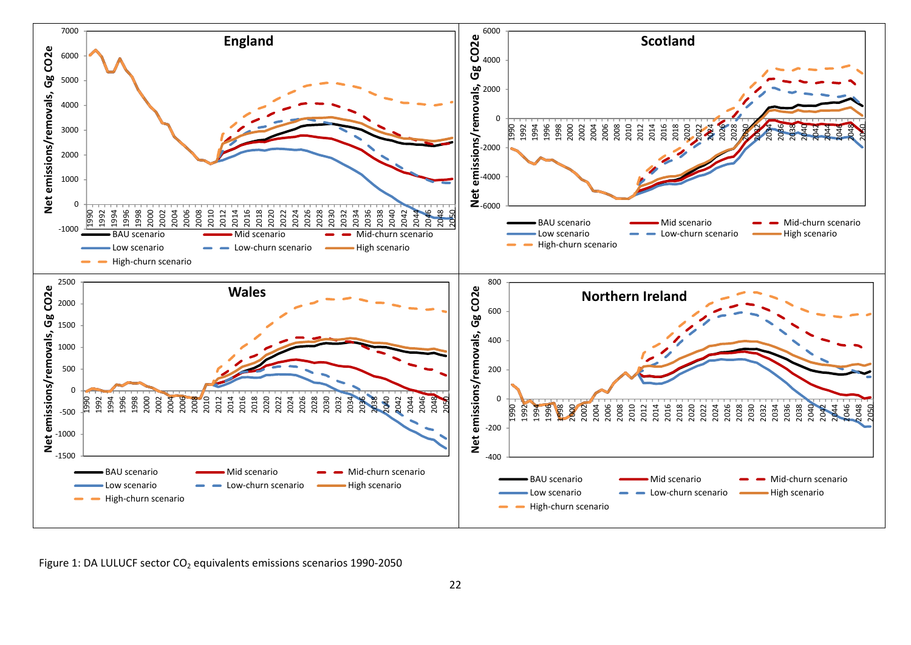Figure 1: DA LULUCF sector $CO_2$ equivalents emissions scenarios 1990-2050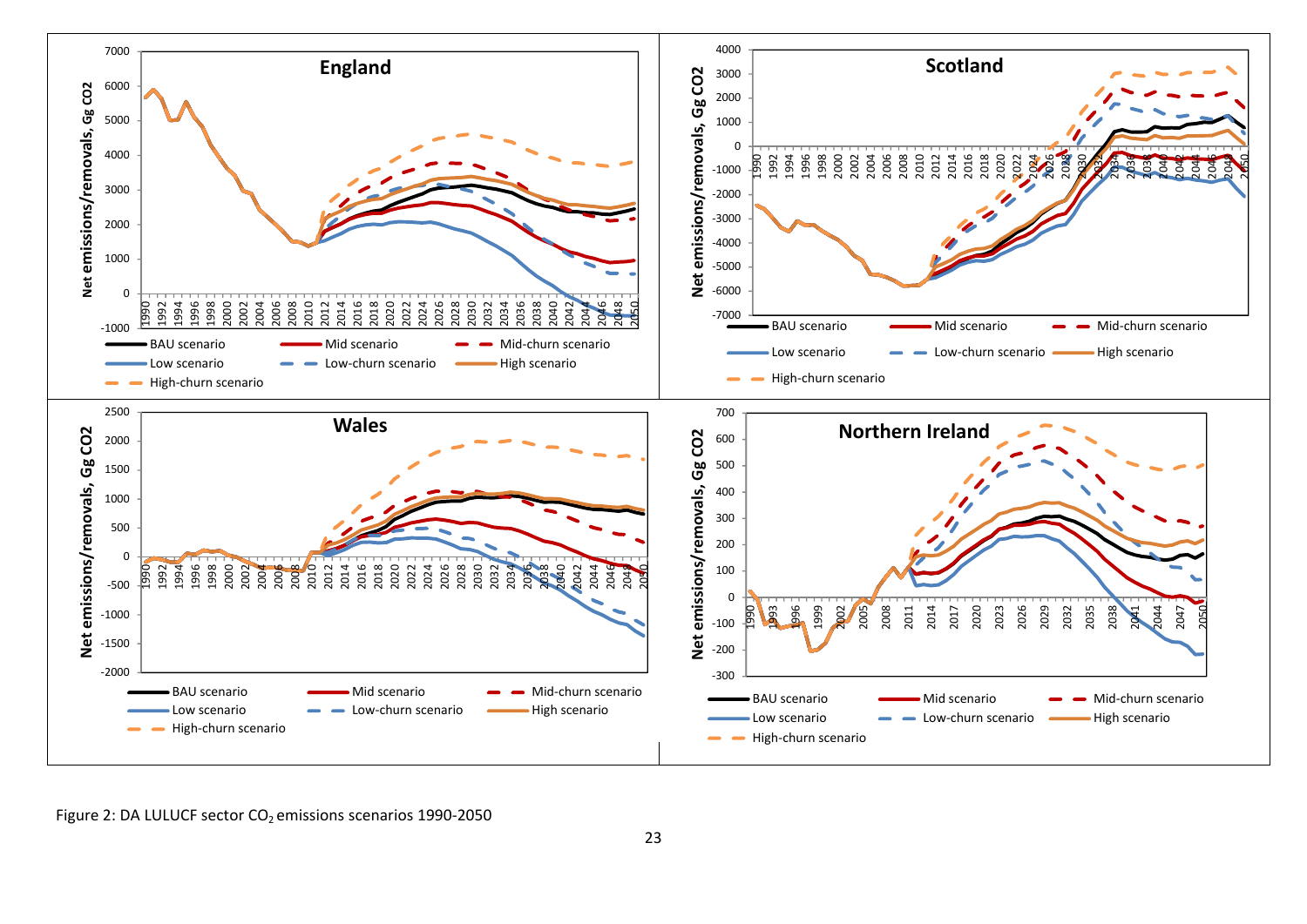Figure 2: DA LULUCF sector $CO_2$ emissions scenarios 1990-2050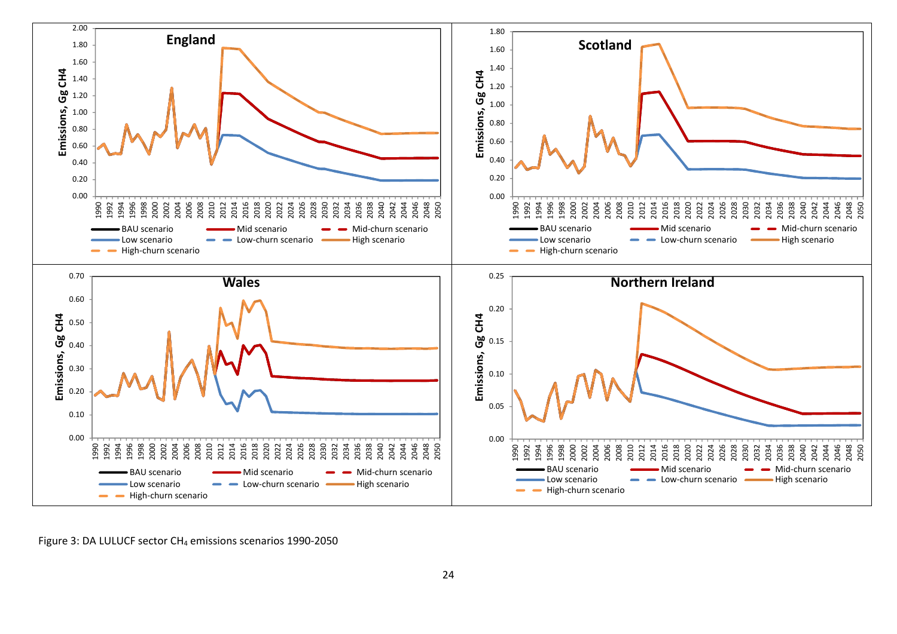Figure 3: DA LULUCF sector $CH_4$ emissions scenarios 1990-2050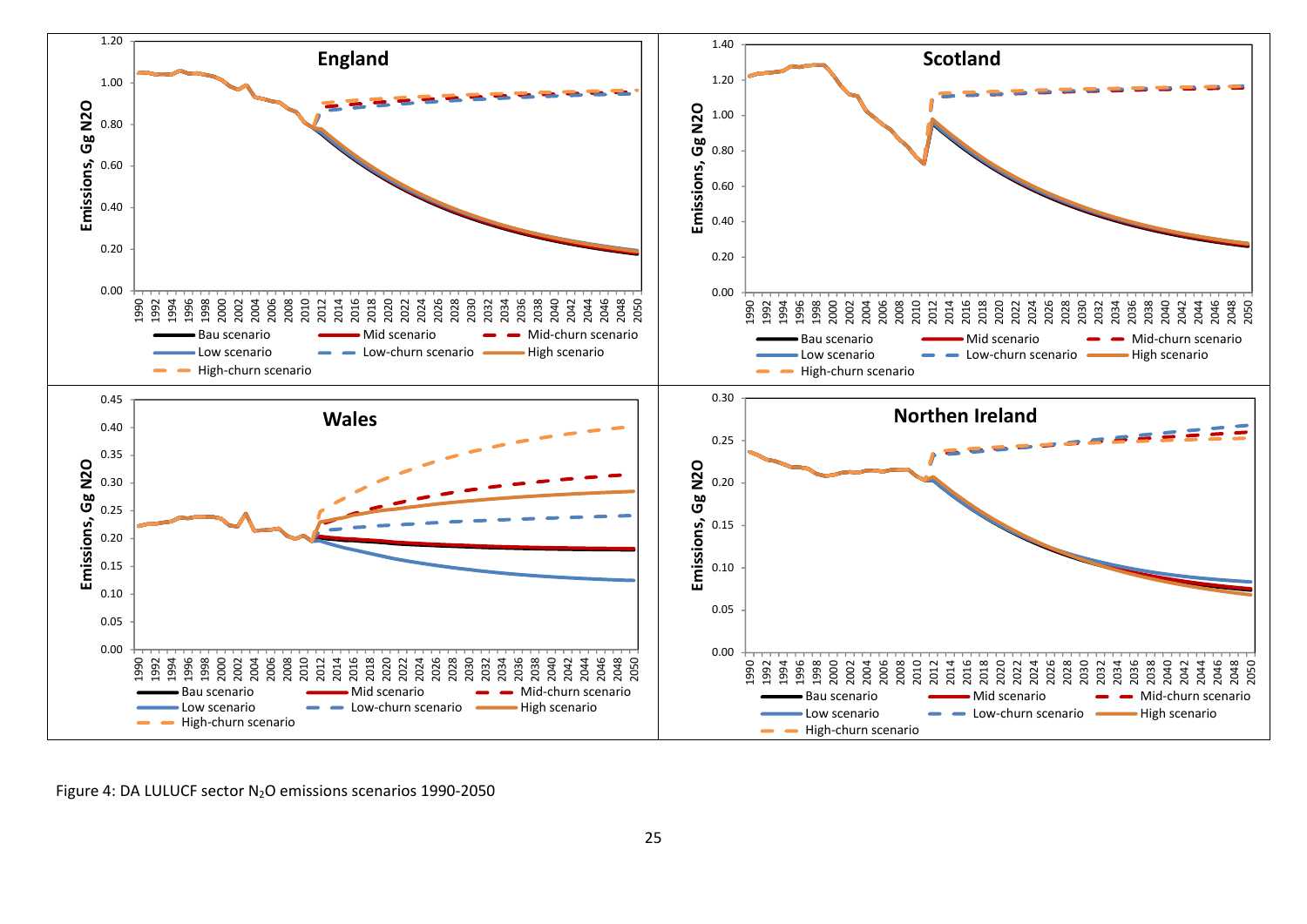Figure 4: DA LULUCF sector $N_2O$ emissions scenarios 1990-2050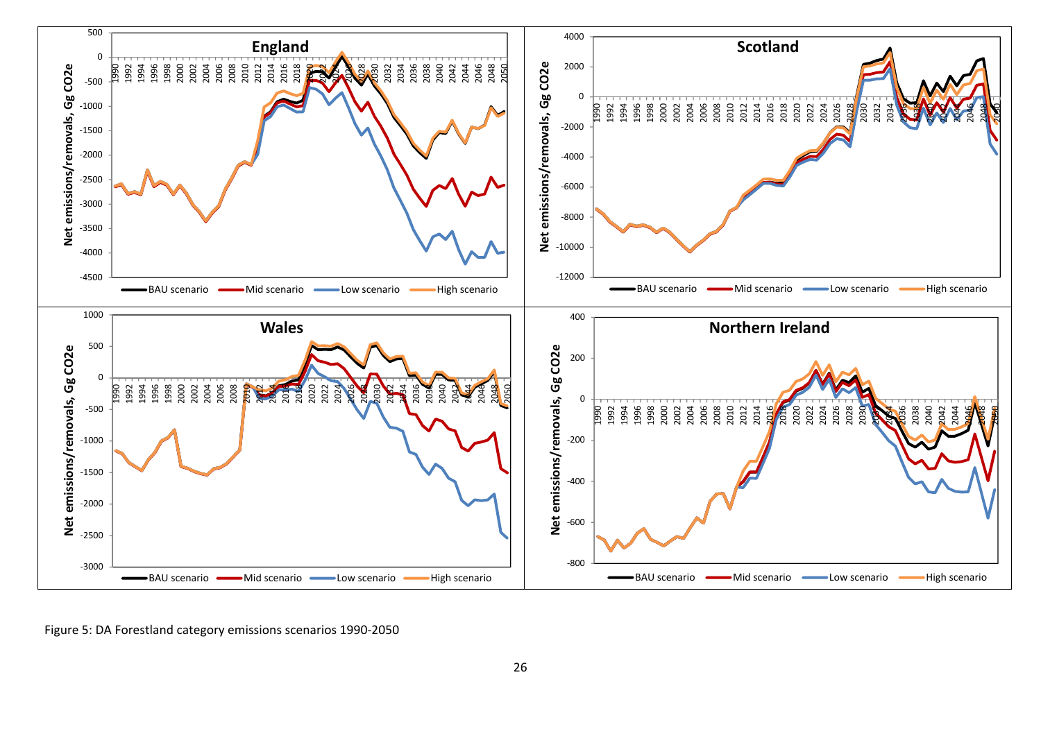Figure 5: DA Forestland category emissions scenarios 1990-2050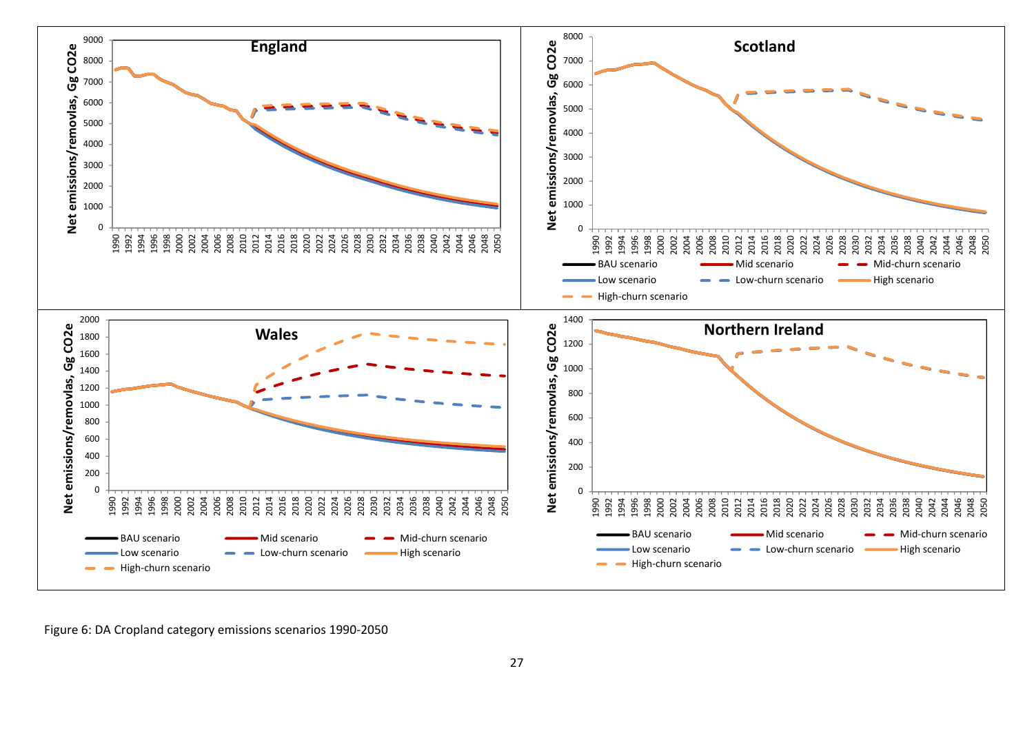Figure 6: DA Cropland category emissions scenarios 1990-2050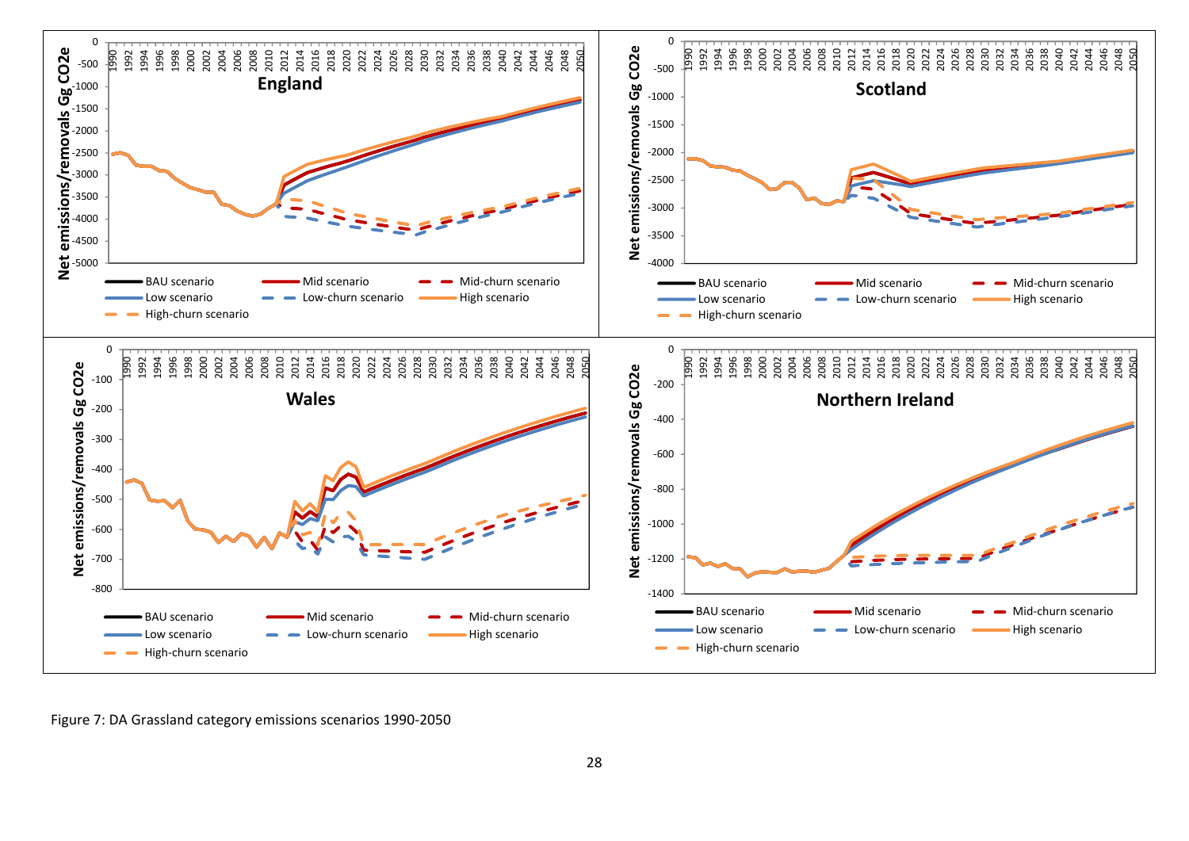Figure 7: DA Grassland category emissions scenarios 1990-2050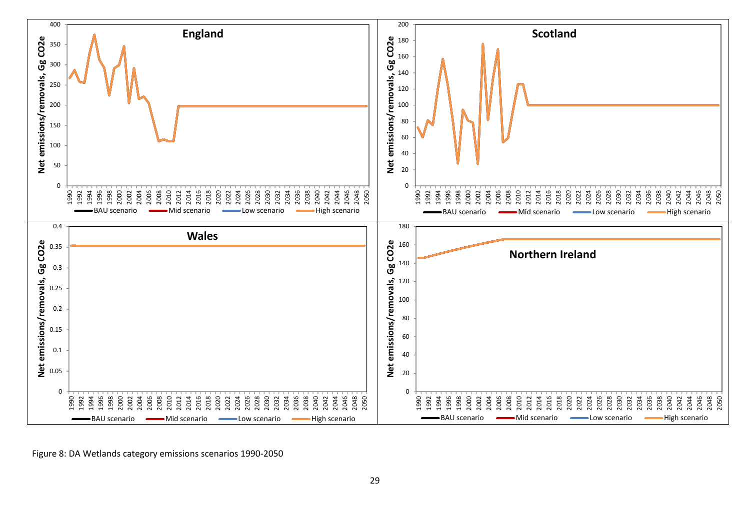Figure 8: DA Wetlands category emissions scenarios 1990-2050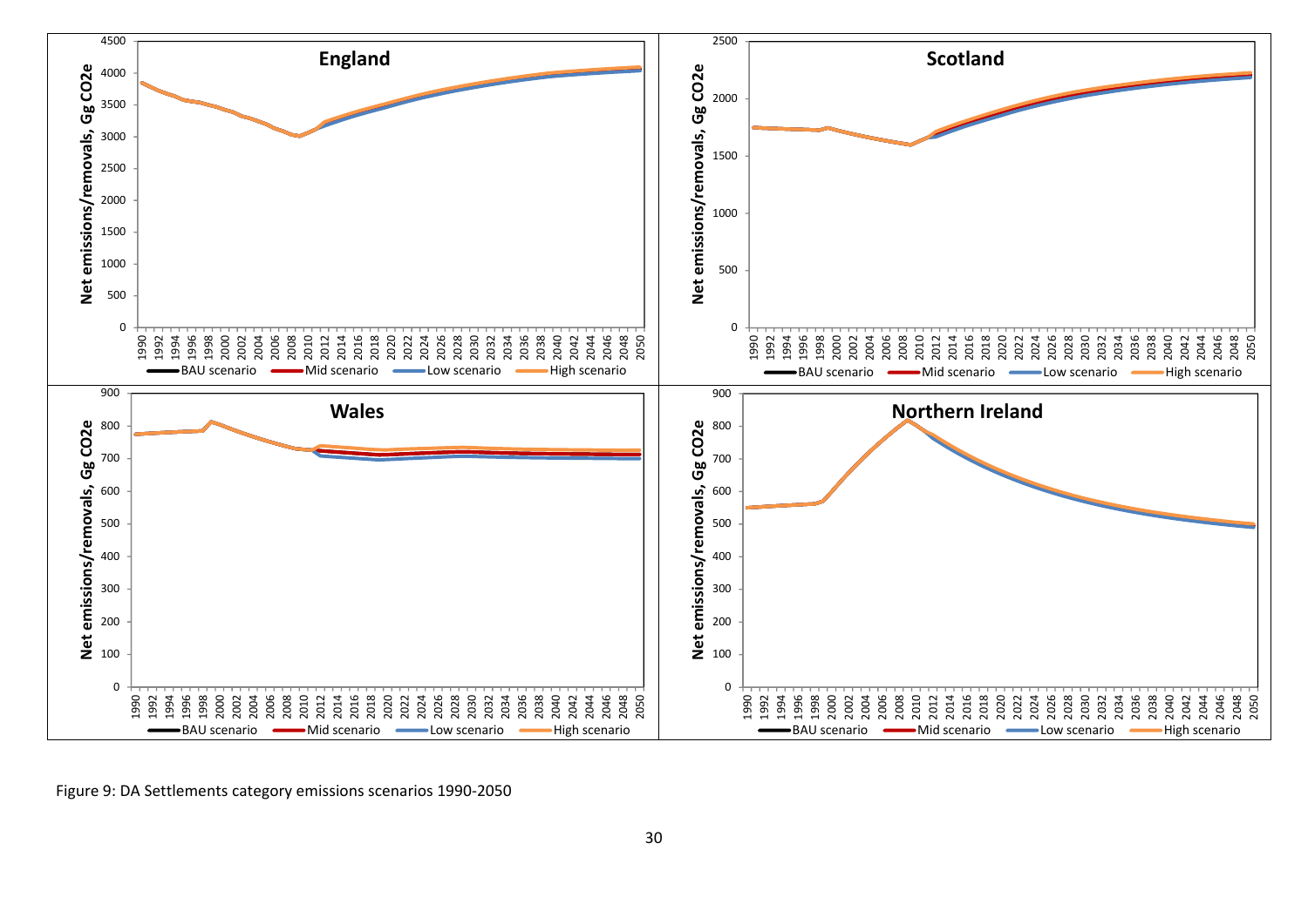Figure 9: DA Settlements category emissions scenarios 1990-2050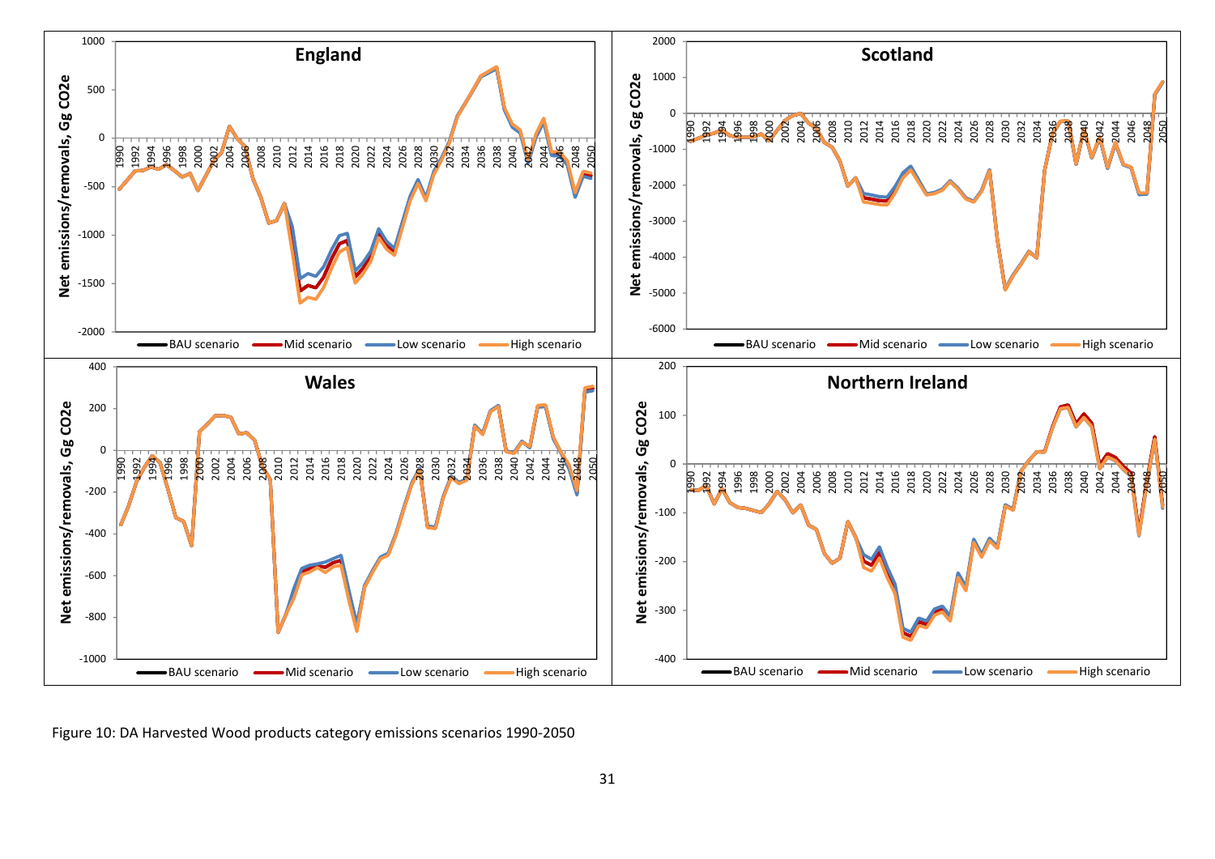Figure 10: DA Harvested Wood products category emissions scenarios 1990-2050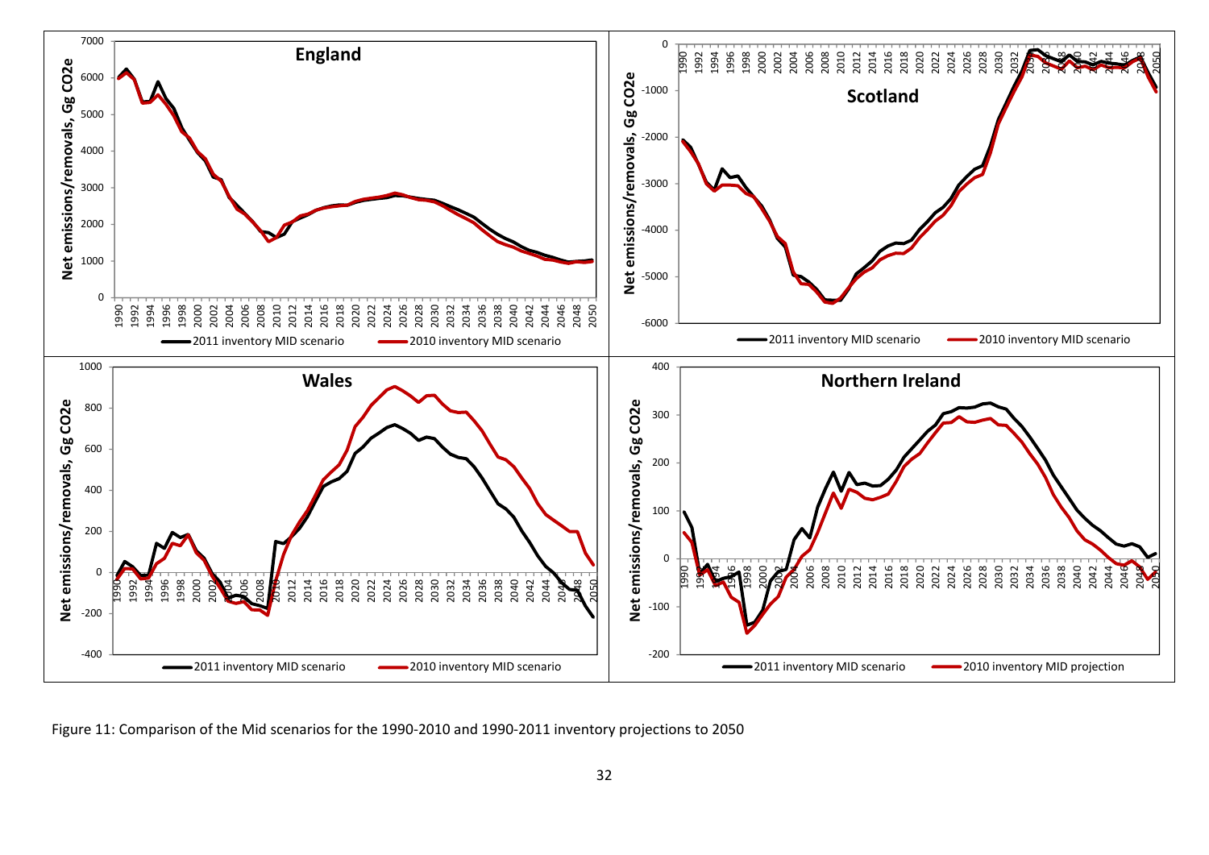Figure 11: Comparison of the Mid scenarios for the 1990-2010 and 1990-2011 inventory projections to 2050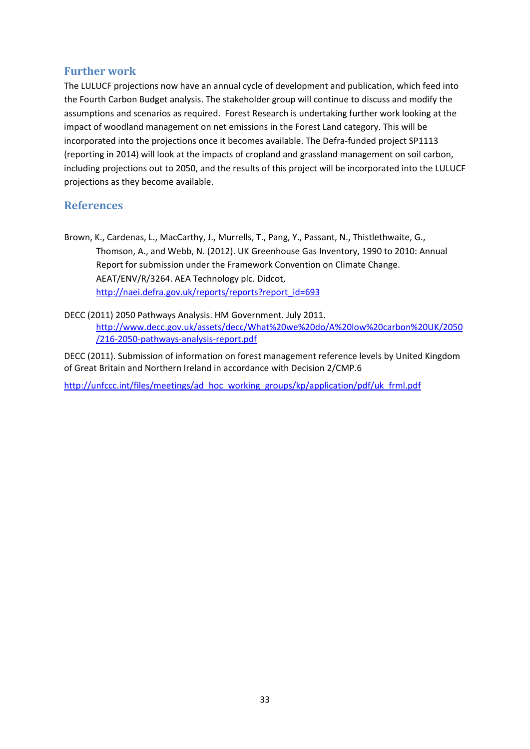## Further work

The LULUCF projections now have an annual cycle of development and publication, which feed into the Fourth Carbon Budget analysis. The stakeholder group will continue to discuss and modify the assumptions and scenarios as required. Forest Research is undertaking further work looking at the impact of woodland management on net emissions in the Forest Land category. This will be incorporated into the projections once it becomes available. The Defra-funded project SP1113 (reporting in 2014) will look at the impacts of cropland and grassland management on soil carbon, including projections out to 2050, and the results of this project will be incorporated into the LULUCF projections as they become available.

## References

Brown, K., Cardenas, L., MacCarthy, J., Murrells, T., Pang, Y., Passant, N., Thistlethwaite, G., Thomson, A., and Webb, N. (2012). UK Greenhouse Gas Inventory, 1990 to 2010: Annual Report for submission under the Framework Convention on Climate Change. AEAT/ENV/R/3264. AEA Technology plc. Didcot, http://naei.defra.gov.uk/reports/reports?report_id=693

DECC (2011) 2050 Pathways Analysis. HM Government. July 2011. http://www.decc.gov.uk/assets/decc/What%20we%20do/A%20low%20carbon%20UK/2050/216-2050-pathways-analysis-report.pdf

DECC (2011). Submission of information on forest management reference levels by United Kingdom of Great Britain and Northern Ireland in accordance with Decision 2/CMP.6

http://unfccc.int/files/meetings/ad_hoc_working_groups/kp/application/pdf/uk_frml.pdf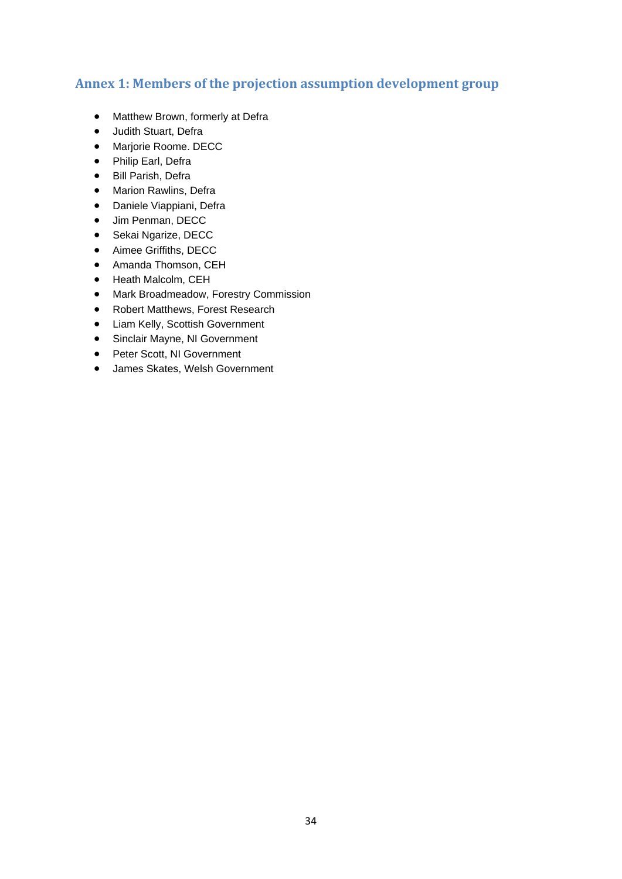## Annex 1: Members of the projection assumption development group

- Matthew Brown, formerly at Defra
- Judith Stuart, Defra
- Marjorie Roome. DECC
- Philip Earl, Defra
- Bill Parish, Defra
- Marion Rawlins, Defra
- Daniele Viappiani, Defra
- Jim Penman, DECC
- Sekai Ngarize, DECC
- Aimee Griffiths, DECC
- Amanda Thomson, CEH
- Heath Malcolm, CEH
- Mark Broadmeadow, Forestry Commission
- Robert Matthews, Forest Research
- Liam Kelly, Scottish Government
- Sinclair Mayne, NI Government
- Peter Scott, NI Government
- James Skates, Welsh Government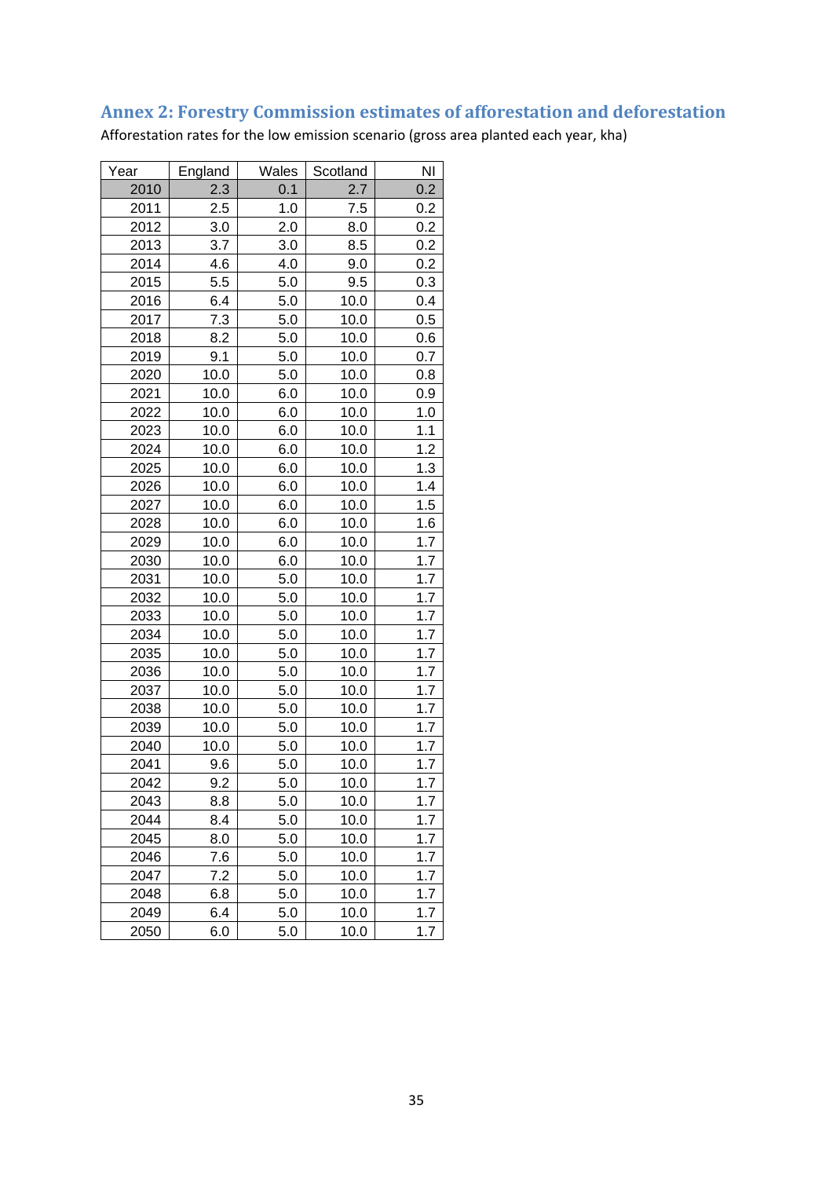## Annex 2: Forestry Commission estimates of afforestation and deforestation

Afforestation rates for the low emission scenario (gross area planted each year, kha)

| Year | England | Wales | Scotland | NI |
|---|---|---|---|---|
| 2010 | 2.3 | 0.1 | 2.7 | 0.2 |
| 2011 | 2.5 | 1.0 | 7.5 | 0.2 |
| 2012 | 3.0 | 2.0 | 8.0 | 0.2 |
| 2013 | 3.7 | 3.0 | 8.5 | 0.2 |
| 2014 | 4.6 | 4.0 | 9.0 | 0.2 |
| 2015 | 5.5 | 5.0 | 9.5 | 0.3 |
| 2016 | 6.4 | 5.0 | 10.0 | 0.4 |
| 2017 | 7.3 | 5.0 | 10.0 | 0.5 |
| 2018 | 8.2 | 5.0 | 10.0 | 0.6 |
| 2019 | 9.1 | 5.0 | 10.0 | 0.7 |
| 2020 | 10.0 | 5.0 | 10.0 | 0.8 |
| 2021 | 10.0 | 6.0 | 10.0 | 0.9 |
| 2022 | 10.0 | 6.0 | 10.0 | 1.0 |
| 2023 | 10.0 | 6.0 | 10.0 | 1.1 |
| 2024 | 10.0 | 6.0 | 10.0 | 1.2 |
| 2025 | 10.0 | 6.0 | 10.0 | 1.3 |
| 2026 | 10.0 | 6.0 | 10.0 | 1.4 |
| 2027 | 10.0 | 6.0 | 10.0 | 1.5 |
| 2028 | 10.0 | 6.0 | 10.0 | 1.6 |
| 2029 | 10.0 | 6.0 | 10.0 | 1.7 |
| 2030 | 10.0 | 6.0 | 10.0 | 1.7 |
| 2031 | 10.0 | 5.0 | 10.0 | 1.7 |
| 2032 | 10.0 | 5.0 | 10.0 | 1.7 |
| 2033 | 10.0 | 5.0 | 10.0 | 1.7 |
| 2034 | 10.0 | 5.0 | 10.0 | 1.7 |
| 2035 | 10.0 | 5.0 | 10.0 | 1.7 |
| 2036 | 10.0 | 5.0 | 10.0 | 1.7 |
| 2037 | 10.0 | 5.0 | 10.0 | 1.7 |
| 2038 | 10.0 | 5.0 | 10.0 | 1.7 |
| 2039 | 10.0 | 5.0 | 10.0 | 1.7 |
| 2040 | 10.0 | 5.0 | 10.0 | 1.7 |
| 2041 | 9.6 | 5.0 | 10.0 | 1.7 |
| 2042 | 9.2 | 5.0 | 10.0 | 1.7 |
| 2043 | 8.8 | 5.0 | 10.0 | 1.7 |
| 2044 | 8.4 | 5.0 | 10.0 | 1.7 |
| 2045 | 8.0 | 5.0 | 10.0 | 1.7 |
| 2046 | 7.6 | 5.0 | 10.0 | 1.7 |
| 2047 | 7.2 | 5.0 | 10.0 | 1.7 |
| 2048 | 6.8 | 5.0 | 10.0 | 1.7 |
| 2049 | 6.4 | 5.0 | 10.0 | 1.7 |
| 2050 | 6.0 | 5.0 | 10.0 | 1.7 |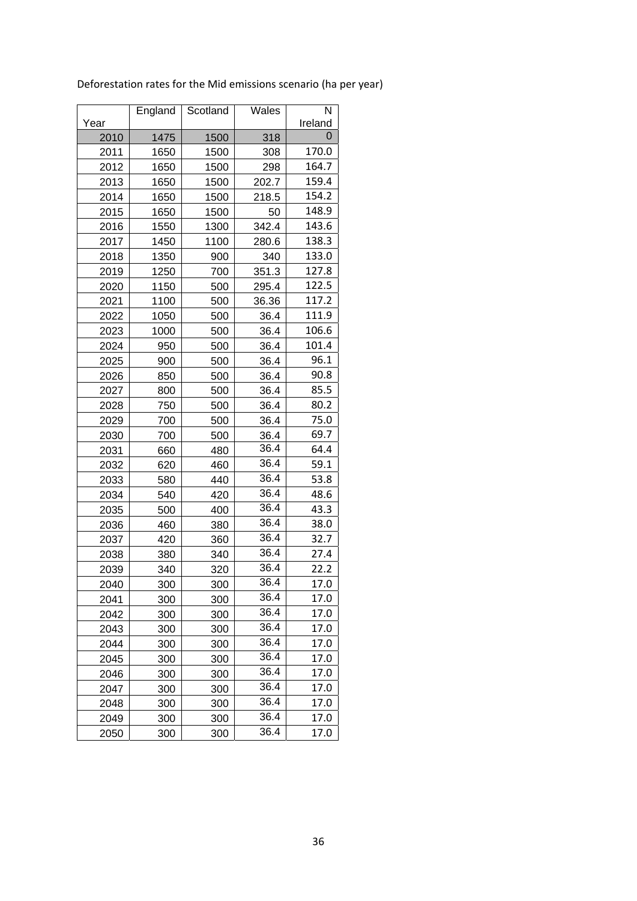Deforestation rates for the Mid emissions scenario (ha per year)

| Year | England | Scotland | Wales | N Ireland |
|---|---|---|---|---|
| 2010 | 1475 | 1500 | 318 | 0 |
| 2011 | 1650 | 1500 | 308 | 170.0 |
| 2012 | 1650 | 1500 | 298 | 164.7 |
| 2013 | 1650 | 1500 | 202.7 | 159.4 |
| 2014 | 1650 | 1500 | 218.5 | 154.2 |
| 2015 | 1650 | 1500 | 50 | 148.9 |
| 2016 | 1550 | 1300 | 342.4 | 143.6 |
| 2017 | 1450 | 1100 | 280.6 | 138.3 |
| 2018 | 1350 | 900 | 340 | 133.0 |
| 2019 | 1250 | 700 | 351.3 | 127.8 |
| 2020 | 1150 | 500 | 295.4 | 122.5 |
| 2021 | 1100 | 500 | 36.36 | 117.2 |
| 2022 | 1050 | 500 | 36.4 | 111.9 |
| 2023 | 1000 | 500 | 36.4 | 106.6 |
| 2024 | 950 | 500 | 36.4 | 101.4 |
| 2025 | 900 | 500 | 36.4 | 96.1 |
| 2026 | 850 | 500 | 36.4 | 90.8 |
| 2027 | 800 | 500 | 36.4 | 85.5 |
| 2028 | 750 | 500 | 36.4 | 80.2 |
| 2029 | 700 | 500 | 36.4 | 75.0 |
| 2030 | 700 | 500 | 36.4 | 69.7 |
| 2031 | 660 | 480 | 36.4 | 64.4 |
| 2032 | 620 | 460 | 36.4 | 59.1 |
| 2033 | 580 | 440 | 36.4 | 53.8 |
| 2034 | 540 | 420 | 36.4 | 48.6 |
| 2035 | 500 | 400 | 36.4 | 43.3 |
| 2036 | 460 | 380 | 36.4 | 38.0 |
| 2037 | 420 | 360 | 36.4 | 32.7 |
| 2038 | 380 | 340 | 36.4 | 27.4 |
| 2039 | 340 | 320 | 36.4 | 22.2 |
| 2040 | 300 | 300 | 36.4 | 17.0 |
| 2041 | 300 | 300 | 36.4 | 17.0 |
| 2042 | 300 | 300 | 36.4 | 17.0 |
| 2043 | 300 | 300 | 36.4 | 17.0 |
| 2044 | 300 | 300 | 36.4 | 17.0 |
| 2045 | 300 | 300 | 36.4 | 17.0 |
| 2046 | 300 | 300 | 36.4 | 17.0 |
| 2047 | 300 | 300 | 36.4 | 17.0 |
| 2048 | 300 | 300 | 36.4 | 17.0 |
| 2049 | 300 | 300 | 36.4 | 17.0 |
| 2050 | 300 | 300 | 36.4 | 17.0 |